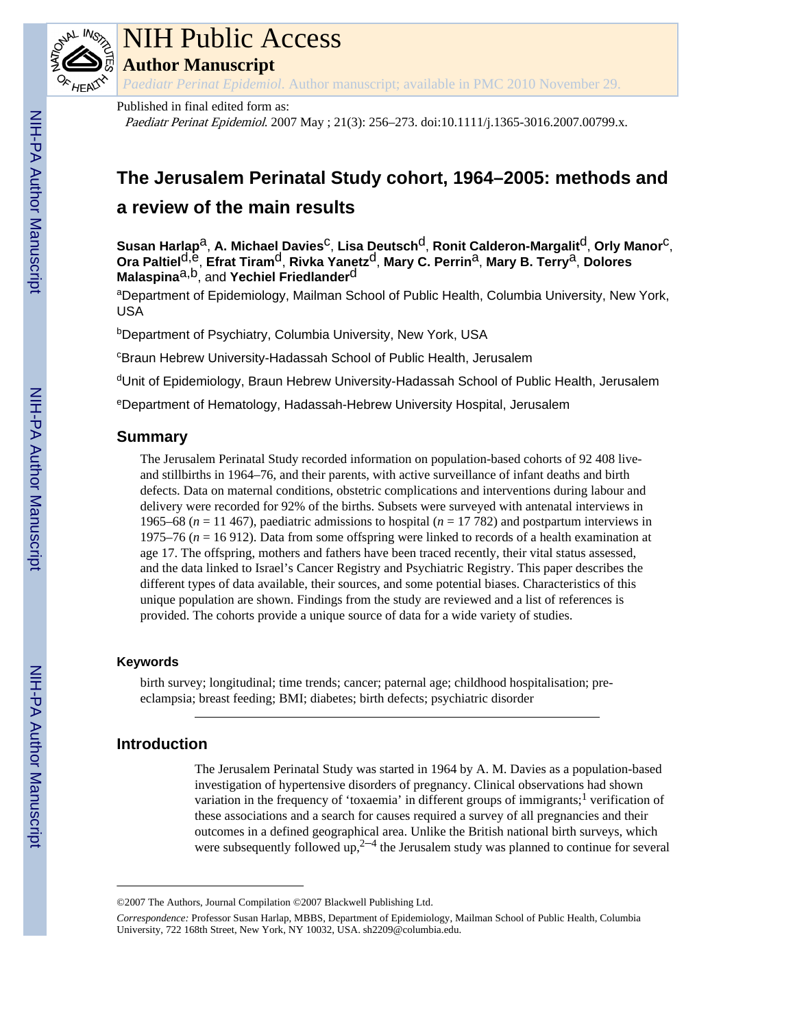NIH Public Access

**Author Manuscript**

*Paediatr Perinat Epidemiol*. Author manuscript; available in PMC 2010 November 29.

Published in final edited form as:

*Paediatr Perinat Epidemiol*. 2007 May ; 21(3): 256–273. doi:10.1111/j.1365-3016.2007.00799.x.

# The Jerusalem Perinatal Study cohort, 1964–2005: methods and a review of the main results

**Susan Harlap**[a], **A. Michael Davies**[c], **Lisa Deutsch**[d], **Ronit Calderon-Margalit**[d], **Orly Manor**[c], **Ora Paltiel**[d,e], **Efrat Tiram**[d], **Rivka Yanetz**[d], **Mary C. Perrin**[a], **Mary B. Terry**[a], **Dolores Malaspina**[a,b], and **Yechiel Friedlander**[d]

[a]Department of Epidemiology, Mailman School of Public Health, Columbia University, New York, USA

[b]Department of Psychiatry, Columbia University, New York, USA

[c]Braun Hebrew University-Hadassah School of Public Health, Jerusalem

[d]Unit of Epidemiology, Braun Hebrew University-Hadassah School of Public Health, Jerusalem

[e]Department of Hematology, Hadassah-Hebrew University Hospital, Jerusalem

## Summary

The Jerusalem Perinatal Study recorded information on population-based cohorts of 92 408 live- and stillbirths in 1964–76, and their parents, with active surveillance of infant deaths and birth defects. Data on maternal conditions, obstetric complications and interventions during labour and delivery were recorded for 92% of the births. Subsets were surveyed with antenatal interviews in 1965–68 ($n$ = 11 467), paediatric admissions to hospital ($n$ = 17 782) and postpartum interviews in 1975–76 ($n$ = 16 912). Data from some offspring were linked to records of a health examination at age 17. The offspring, mothers and fathers have been traced recently, their vital status assessed, and the data linked to Israel's Cancer Registry and Psychiatric Registry. This paper describes the different types of data available, their sources, and some potential biases. Characteristics of this unique population are shown. Findings from the study are reviewed and a list of references is provided. The cohorts provide a unique source of data for a wide variety of studies.

### Keywords

birth survey; longitudinal; time trends; cancer; paternal age; childhood hospitalisation; pre-eclampsia; breast feeding; BMI; diabetes; birth defects; psychiatric disorder

## Introduction

The Jerusalem Perinatal Study was started in 1964 by A. M. Davies as a population-based investigation of hypertensive disorders of pregnancy. Clinical observations had shown variation in the frequency of 'toxaemia' in different groups of immigrants;[1] verification of these associations and a search for causes required a survey of all pregnancies and their outcomes in a defined geographical area. Unlike the British national birth surveys, which were subsequently followed up,[2–4] the Jerusalem study was planned to continue for several

©2007 The Authors, Journal Compilation ©2007 Blackwell Publishing Ltd.

*Correspondence:* Professor Susan Harlap, MBBS, Department of Epidemiology, Mailman School of Public Health, Columbia University, 722 168th Street, New York, NY 10032, USA. sh2209@columbia.edu.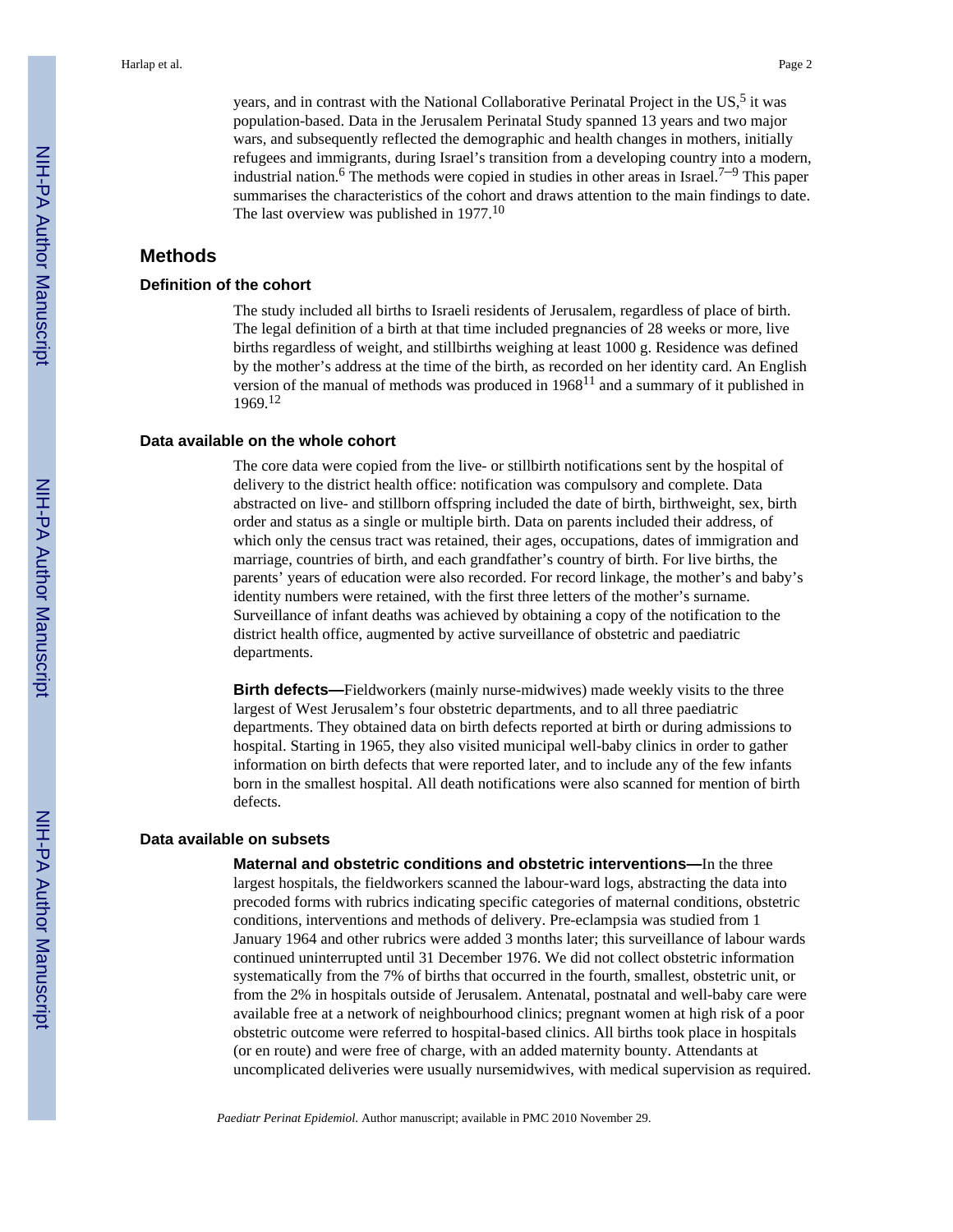years, and in contrast with the National Collaborative Perinatal Project in the US,[5] it was population-based. Data in the Jerusalem Perinatal Study spanned 13 years and two major wars, and subsequently reflected the demographic and health changes in mothers, initially refugees and immigrants, during Israel's transition from a developing country into a modern, industrial nation.[6] The methods were copied in studies in other areas in Israel.[7–9] This paper summarises the characteristics of the cohort and draws attention to the main findings to date. The last overview was published in 1977.[10]

## Methods

### Definition of the cohort

The study included all births to Israeli residents of Jerusalem, regardless of place of birth. The legal definition of a birth at that time included pregnancies of 28 weeks or more, live births regardless of weight, and stillbirths weighing at least 1000 g. Residence was defined by the mother's address at the time of the birth, as recorded on her identity card. An English version of the manual of methods was produced in 1968[11] and a summary of it published in 1969.[12]

### Data available on the whole cohort

The core data were copied from the live- or stillbirth notifications sent by the hospital of delivery to the district health office: notification was compulsory and complete. Data abstracted on live- and stillborn offspring included the date of birth, birthweight, sex, birth order and status as a single or multiple birth. Data on parents included their address, of which only the census tract was retained, their ages, occupations, dates of immigration and marriage, countries of birth, and each grandfather's country of birth. For live births, the parents' years of education were also recorded. For record linkage, the mother's and baby's identity numbers were retained, with the first three letters of the mother's surname. Surveillance of infant deaths was achieved by obtaining a copy of the notification to the district health office, augmented by active surveillance of obstetric and paediatric departments.

**Birth defects—**Fieldworkers (mainly nurse-midwives) made weekly visits to the three largest of West Jerusalem's four obstetric departments, and to all three paediatric departments. They obtained data on birth defects reported at birth or during admissions to hospital. Starting in 1965, they also visited municipal well-baby clinics in order to gather information on birth defects that were reported later, and to include any of the few infants born in the smallest hospital. All death notifications were also scanned for mention of birth defects.

### Data available on subsets

**Maternal and obstetric conditions and obstetric interventions—**In the three largest hospitals, the fieldworkers scanned the labour-ward logs, abstracting the data into precoded forms with rubrics indicating specific categories of maternal conditions, obstetric conditions, interventions and methods of delivery. Pre-eclampsia was studied from 1 January 1964 and other rubrics were added 3 months later; this surveillance of labour wards continued uninterrupted until 31 December 1976. We did not collect obstetric information systematically from the 7% of births that occurred in the fourth, smallest, obstetric unit, or from the 2% in hospitals outside of Jerusalem. Antenatal, postnatal and well-baby care were available free at a network of neighbourhood clinics; pregnant women at high risk of a poor obstetric outcome were referred to hospital-based clinics. All births took place in hospitals (or en route) and were free of charge, with an added maternity bounty. Attendants at uncomplicated deliveries were usually nursemidwives, with medical supervision as required.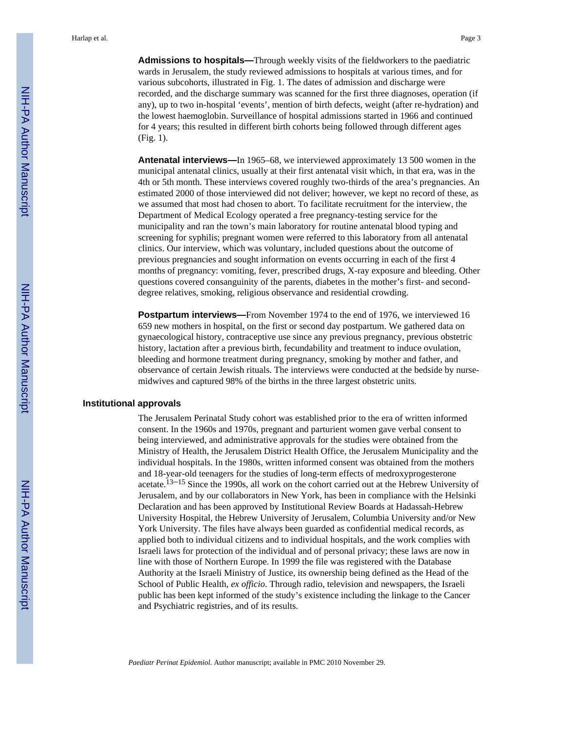**Admissions to hospitals—**Through weekly visits of the fieldworkers to the paediatric wards in Jerusalem, the study reviewed admissions to hospitals at various times, and for various subcohorts, illustrated in Fig. 1. The dates of admission and discharge were recorded, and the discharge summary was scanned for the first three diagnoses, operation (if any), up to two in-hospital 'events', mention of birth defects, weight (after re-hydration) and the lowest haemoglobin. Surveillance of hospital admissions started in 1966 and continued for 4 years; this resulted in different birth cohorts being followed through different ages (Fig. 1).

**Antenatal interviews—**In 1965–68, we interviewed approximately 13 500 women in the municipal antenatal clinics, usually at their first antenatal visit which, in that era, was in the 4th or 5th month. These interviews covered roughly two-thirds of the area's pregnancies. An estimated 2000 of those interviewed did not deliver; however, we kept no record of these, as we assumed that most had chosen to abort. To facilitate recruitment for the interview, the Department of Medical Ecology operated a free pregnancy-testing service for the municipality and ran the town's main laboratory for routine antenatal blood typing and screening for syphilis; pregnant women were referred to this laboratory from all antenatal clinics. Our interview, which was voluntary, included questions about the outcome of previous pregnancies and sought information on events occurring in each of the first 4 months of pregnancy: vomiting, fever, prescribed drugs, X-ray exposure and bleeding. Other questions covered consanguinity of the parents, diabetes in the mother's first- and second-degree relatives, smoking, religious observance and residential crowding.

**Postpartum interviews—**From November 1974 to the end of 1976, we interviewed 16 659 new mothers in hospital, on the first or second day postpartum. We gathered data on gynaecological history, contraceptive use since any previous pregnancy, previous obstetric history, lactation after a previous birth, fecundability and treatment to induce ovulation, bleeding and hormone treatment during pregnancy, smoking by mother and father, and observance of certain Jewish rituals. The interviews were conducted at the bedside by nurse-midwives and captured 98% of the births in the three largest obstetric units.

### Institutional approvals

The Jerusalem Perinatal Study cohort was established prior to the era of written informed consent. In the 1960s and 1970s, pregnant and parturient women gave verbal consent to being interviewed, and administrative approvals for the studies were obtained from the Ministry of Health, the Jerusalem District Health Office, the Jerusalem Municipality and the individual hospitals. In the 1980s, written informed consent was obtained from the mothers and 18-year-old teenagers for the studies of long-term effects of medroxyprogesterone acetate.[13–15] Since the 1990s, all work on the cohort carried out at the Hebrew University of Jerusalem, and by our collaborators in New York, has been in compliance with the Helsinki Declaration and has been approved by Institutional Review Boards at Hadassah-Hebrew University Hospital, the Hebrew University of Jerusalem, Columbia University and/or New York University. The files have always been guarded as confidential medical records, as applied both to individual citizens and to individual hospitals, and the work complies with Israeli laws for protection of the individual and of personal privacy; these laws are now in line with those of Northern Europe. In 1999 the file was registered with the Database Authority at the Israeli Ministry of Justice, its ownership being defined as the Head of the School of Public Health, *ex officio*. Through radio, television and newspapers, the Israeli public has been kept informed of the study's existence including the linkage to the Cancer and Psychiatric registries, and of its results.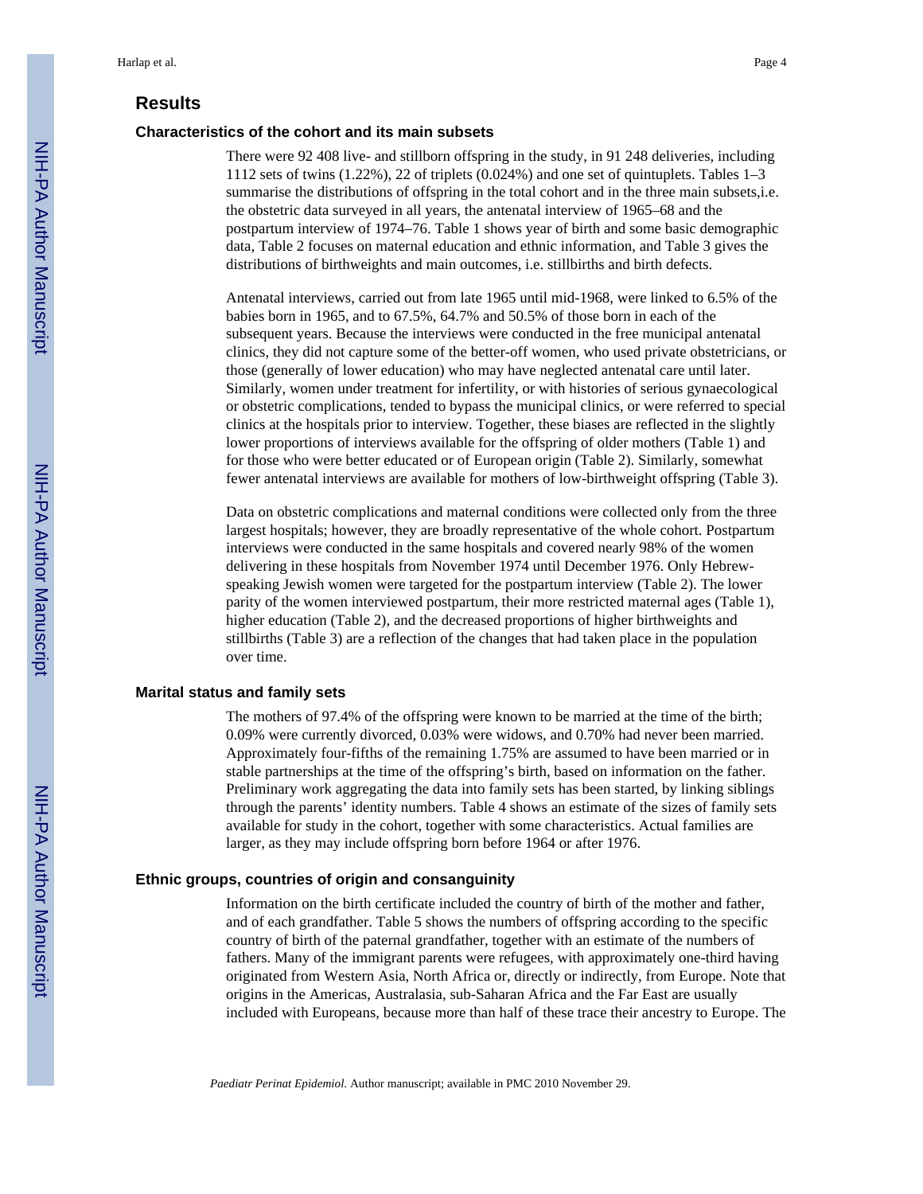## Results

### Characteristics of the cohort and its main subsets

There were 92 408 live- and stillborn offspring in the study, in 91 248 deliveries, including 1112 sets of twins (1.22%), 22 of triplets (0.024%) and one set of quintuplets. Tables 1–3 summarise the distributions of offspring in the total cohort and in the three main subsets,i.e. the obstetric data surveyed in all years, the antenatal interview of 1965–68 and the postpartum interview of 1974–76. Table 1 shows year of birth and some basic demographic data, Table 2 focuses on maternal education and ethnic information, and Table 3 gives the distributions of birthweights and main outcomes, i.e. stillbirths and birth defects.

Antenatal interviews, carried out from late 1965 until mid-1968, were linked to 6.5% of the babies born in 1965, and to 67.5%, 64.7% and 50.5% of those born in each of the subsequent years. Because the interviews were conducted in the free municipal antenatal clinics, they did not capture some of the better-off women, who used private obstetricians, or those (generally of lower education) who may have neglected antenatal care until later. Similarly, women under treatment for infertility, or with histories of serious gynaecological or obstetric complications, tended to bypass the municipal clinics, or were referred to special clinics at the hospitals prior to interview. Together, these biases are reflected in the slightly lower proportions of interviews available for the offspring of older mothers (Table 1) and for those who were better educated or of European origin (Table 2). Similarly, somewhat fewer antenatal interviews are available for mothers of low-birthweight offspring (Table 3).

Data on obstetric complications and maternal conditions were collected only from the three largest hospitals; however, they are broadly representative of the whole cohort. Postpartum interviews were conducted in the same hospitals and covered nearly 98% of the women delivering in these hospitals from November 1974 until December 1976. Only Hebrew-speaking Jewish women were targeted for the postpartum interview (Table 2). The lower parity of the women interviewed postpartum, their more restricted maternal ages (Table 1), higher education (Table 2), and the decreased proportions of higher birthweights and stillbirths (Table 3) are a reflection of the changes that had taken place in the population over time.

### Marital status and family sets

The mothers of 97.4% of the offspring were known to be married at the time of the birth; 0.09% were currently divorced, 0.03% were widows, and 0.70% had never been married. Approximately four-fifths of the remaining 1.75% are assumed to have been married or in stable partnerships at the time of the offspring's birth, based on information on the father. Preliminary work aggregating the data into family sets has been started, by linking siblings through the parents' identity numbers. Table 4 shows an estimate of the sizes of family sets available for study in the cohort, together with some characteristics. Actual families are larger, as they may include offspring born before 1964 or after 1976.

### Ethnic groups, countries of origin and consanguinity

Information on the birth certificate included the country of birth of the mother and father, and of each grandfather. Table 5 shows the numbers of offspring according to the specific country of birth of the paternal grandfather, together with an estimate of the numbers of fathers. Many of the immigrant parents were refugees, with approximately one-third having originated from Western Asia, North Africa or, directly or indirectly, from Europe. Note that origins in the Americas, Australasia, sub-Saharan Africa and the Far East are usually included with Europeans, because more than half of these trace their ancestry to Europe. The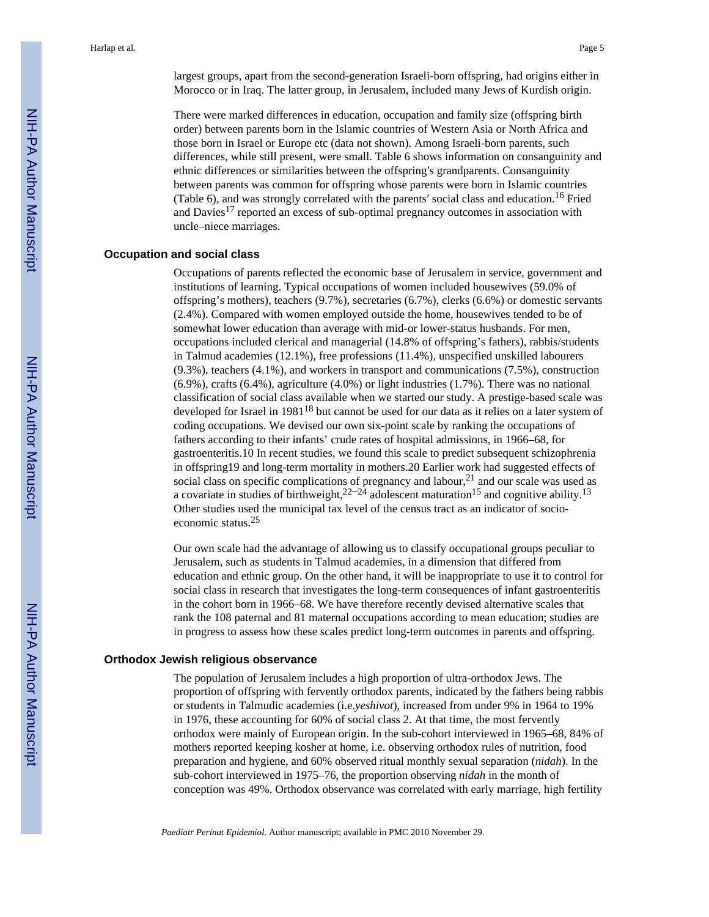largest groups, apart from the second-generation Israeli-born offspring, had origins either in Morocco or in Iraq. The latter group, in Jerusalem, included many Jews of Kurdish origin.

There were marked differences in education, occupation and family size (offspring birth order) between parents born in the Islamic countries of Western Asia or North Africa and those born in Israel or Europe etc (data not shown). Among Israeli-born parents, such differences, while still present, were small. Table 6 shows information on consanguinity and ethnic differences or similarities between the offspring′s grandparents. Consanguinity between parents was common for offspring whose parents were born in Islamic countries (Table 6), and was strongly correlated with the parents′ social class and education.[16] Fried and Davies[17] reported an excess of sub-optimal pregnancy outcomes in association with uncle–niece marriages.

### Occupation and social class

Occupations of parents reflected the economic base of Jerusalem in service, government and institutions of learning. Typical occupations of women included housewives (59.0% of offspring's mothers), teachers (9.7%), secretaries (6.7%), clerks (6.6%) or domestic servants (2.4%). Compared with women employed outside the home, housewives tended to be of somewhat lower education than average with mid-or lower-status husbands. For men, occupations included clerical and managerial (14.8% of offspring's fathers), rabbis/students in Talmud academies (12.1%), free professions (11.4%), unspecified unskilled labourers (9.3%), teachers (4.1%), and workers in transport and communications (7.5%), construction (6.9%), crafts (6.4%), agriculture (4.0%) or light industries (1.7%). There was no national classification of social class available when we started our study. A prestige-based scale was developed for Israel in 1981[18] but cannot be used for our data as it relies on a later system of coding occupations. We devised our own six-point scale by ranking the occupations of fathers according to their infants' crude rates of hospital admissions, in 1966–68, for gastroenteritis.10 In recent studies, we found this scale to predict subsequent schizophrenia in offspring19 and long-term mortality in mothers.20 Earlier work had suggested effects of social class on specific complications of pregnancy and labour,[21] and our scale was used as a covariate in studies of birthweight,[22–24] adolescent maturation[15] and cognitive ability.[13] Other studies used the municipal tax level of the census tract as an indicator of socio-economic status.[25]

Our own scale had the advantage of allowing us to classify occupational groups peculiar to Jerusalem, such as students in Talmud academies, in a dimension that differed from education and ethnic group. On the other hand, it will be inappropriate to use it to control for social class in research that investigates the long-term consequences of infant gastroenteritis in the cohort born in 1966–68. We have therefore recently devised alternative scales that rank the 108 paternal and 81 maternal occupations according to mean education; studies are in progress to assess how these scales predict long-term outcomes in parents and offspring.

### Orthodox Jewish religious observance

The population of Jerusalem includes a high proportion of ultra-orthodox Jews. The proportion of offspring with fervently orthodox parents, indicated by the fathers being rabbis or students in Talmudic academies (i.e.*yeshivot*), increased from under 9% in 1964 to 19% in 1976, these accounting for 60% of social class 2. At that time, the most fervently orthodox were mainly of European origin. In the sub-cohort interviewed in 1965–68, 84% of mothers reported keeping kosher at home, i.e. observing orthodox rules of nutrition, food preparation and hygiene, and 60% observed ritual monthly sexual separation (*nidah*). In the sub-cohort interviewed in 1975–76, the proportion observing *nidah* in the month of conception was 49%. Orthodox observance was correlated with early marriage, high fertility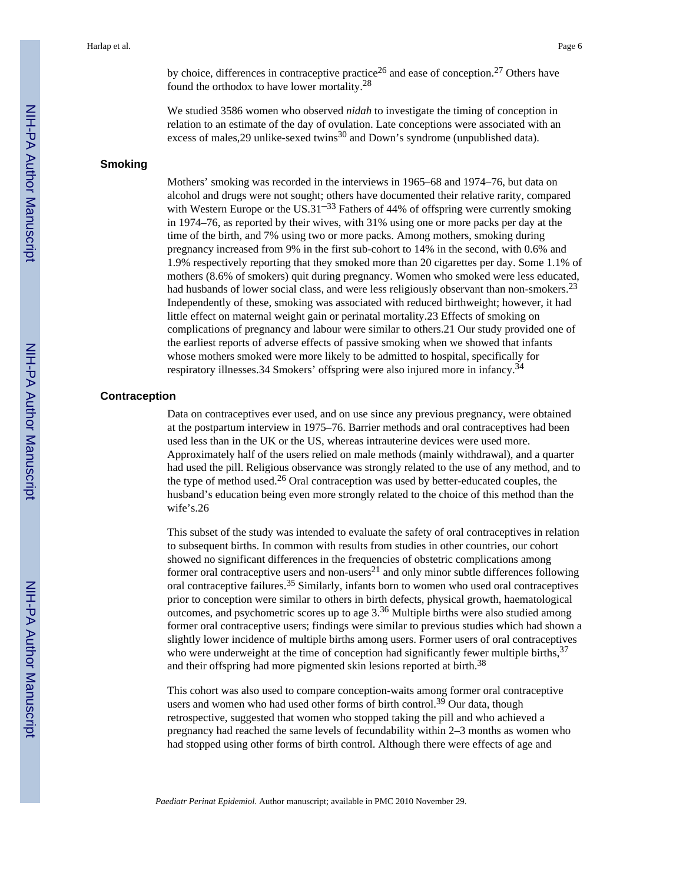by choice, differences in contraceptive practice[26] and ease of conception.[27] Others have found the orthodox to have lower mortality.[28]

We studied 3586 women who observed *nidah* to investigate the timing of conception in relation to an estimate of the day of ovulation. Late conceptions were associated with an excess of males,29 unlike-sexed twins[30] and Down's syndrome (unpublished data).

## Smoking

Mothers' smoking was recorded in the interviews in 1965–68 and 1974–76, but data on alcohol and drugs were not sought; others have documented their relative rarity, compared with Western Europe or the US.[31–33] Fathers of 44% of offspring were currently smoking in 1974–76, as reported by their wives, with 31% using one or more packs per day at the time of the birth, and 7% using two or more packs. Among mothers, smoking during pregnancy increased from 9% in the first sub-cohort to 14% in the second, with 0.6% and 1.9% respectively reporting that they smoked more than 20 cigarettes per day. Some 1.1% of mothers (8.6% of smokers) quit during pregnancy. Women who smoked were less educated, had husbands of lower social class, and were less religiously observant than non-smokers.[23] Independently of these, smoking was associated with reduced birthweight; however, it had little effect on maternal weight gain or perinatal mortality.23 Effects of smoking on complications of pregnancy and labour were similar to others.21 Our study provided one of the earliest reports of adverse effects of passive smoking when we showed that infants whose mothers smoked were more likely to be admitted to hospital, specifically for respiratory illnesses.34 Smokers' offspring were also injured more in infancy.[34]

## Contraception

Data on contraceptives ever used, and on use since any previous pregnancy, were obtained at the postpartum interview in 1975–76. Barrier methods and oral contraceptives had been used less than in the UK or the US, whereas intrauterine devices were used more. Approximately half of the users relied on male methods (mainly withdrawal), and a quarter had used the pill. Religious observance was strongly related to the use of any method, and to the type of method used.[26] Oral contraception was used by better-educated couples, the husband's education being even more strongly related to the choice of this method than the wife's.26

This subset of the study was intended to evaluate the safety of oral contraceptives in relation to subsequent births. In common with results from studies in other countries, our cohort showed no significant differences in the frequencies of obstetric complications among former oral contraceptive users and non-users[21] and only minor subtle differences following oral contraceptive failures.[35] Similarly, infants born to women who used oral contraceptives prior to conception were similar to others in birth defects, physical growth, haematological outcomes, and psychometric scores up to age 3.[36] Multiple births were also studied among former oral contraceptive users; findings were similar to previous studies which had shown a slightly lower incidence of multiple births among users. Former users of oral contraceptives who were underweight at the time of conception had significantly fewer multiple births,[37] and their offspring had more pigmented skin lesions reported at birth.[38]

This cohort was also used to compare conception-waits among former oral contraceptive users and women who had used other forms of birth control.[39] Our data, though retrospective, suggested that women who stopped taking the pill and who achieved a pregnancy had reached the same levels of fecundability within 2–3 months as women who had stopped using other forms of birth control. Although there were effects of age and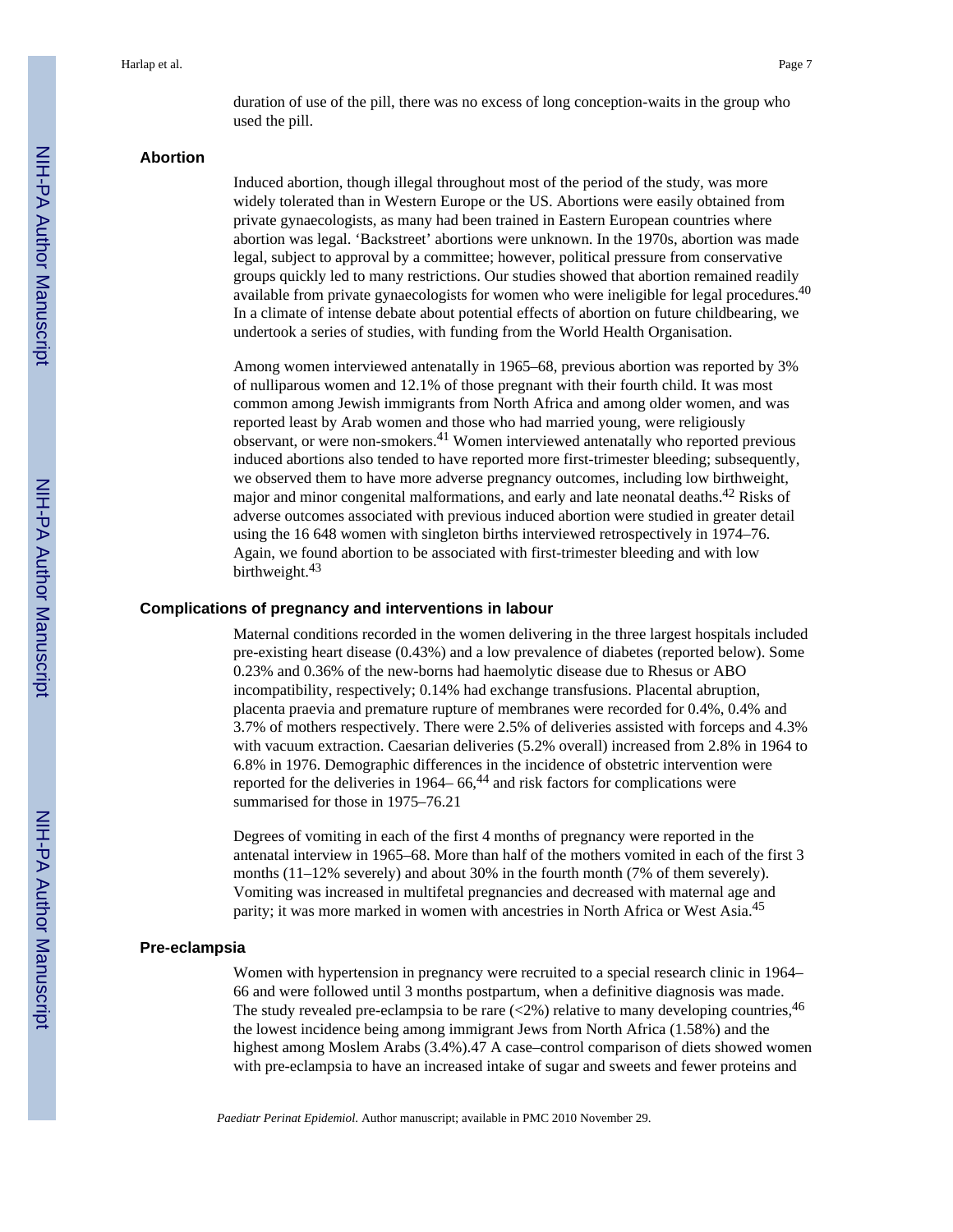duration of use of the pill, there was no excess of long conception-waits in the group who used the pill.

## Abortion

Induced abortion, though illegal throughout most of the period of the study, was more widely tolerated than in Western Europe or the US. Abortions were easily obtained from private gynaecologists, as many had been trained in Eastern European countries where abortion was legal. 'Backstreet' abortions were unknown. In the 1970s, abortion was made legal, subject to approval by a committee; however, political pressure from conservative groups quickly led to many restrictions. Our studies showed that abortion remained readily available from private gynaecologists for women who were ineligible for legal procedures.[40] In a climate of intense debate about potential effects of abortion on future childbearing, we undertook a series of studies, with funding from the World Health Organisation.

Among women interviewed antenatally in 1965–68, previous abortion was reported by 3% of nulliparous women and 12.1% of those pregnant with their fourth child. It was most common among Jewish immigrants from North Africa and among older women, and was reported least by Arab women and those who had married young, were religiously observant, or were non-smokers.[41] Women interviewed antenatally who reported previous induced abortions also tended to have reported more first-trimester bleeding; subsequently, we observed them to have more adverse pregnancy outcomes, including low birthweight, major and minor congenital malformations, and early and late neonatal deaths.[42] Risks of adverse outcomes associated with previous induced abortion were studied in greater detail using the 16 648 women with singleton births interviewed retrospectively in 1974–76. Again, we found abortion to be associated with first-trimester bleeding and with low birthweight.[43]

## Complications of pregnancy and interventions in labour

Maternal conditions recorded in the women delivering in the three largest hospitals included pre-existing heart disease (0.43%) and a low prevalence of diabetes (reported below). Some 0.23% and 0.36% of the new-borns had haemolytic disease due to Rhesus or ABO incompatibility, respectively; 0.14% had exchange transfusions. Placental abruption, placenta praevia and premature rupture of membranes were recorded for 0.4%, 0.4% and 3.7% of mothers respectively. There were 2.5% of deliveries assisted with forceps and 4.3% with vacuum extraction. Caesarian deliveries (5.2% overall) increased from 2.8% in 1964 to 6.8% in 1976. Demographic differences in the incidence of obstetric intervention were reported for the deliveries in 1964– 66,[44] and risk factors for complications were summarised for those in 1975–76.21

Degrees of vomiting in each of the first 4 months of pregnancy were reported in the antenatal interview in 1965–68. More than half of the mothers vomited in each of the first 3 months (11–12% severely) and about 30% in the fourth month (7% of them severely). Vomiting was increased in multifetal pregnancies and decreased with maternal age and parity; it was more marked in women with ancestries in North Africa or West Asia.[45]

## Pre-eclampsia

Women with hypertension in pregnancy were recruited to a special research clinic in 1964–66 and were followed until 3 months postpartum, when a definitive diagnosis was made. The study revealed pre-eclampsia to be rare (<2%) relative to many developing countries,[46] the lowest incidence being among immigrant Jews from North Africa (1.58%) and the highest among Moslem Arabs (3.4%).47 A case–control comparison of diets showed women with pre-eclampsia to have an increased intake of sugar and sweets and fewer proteins and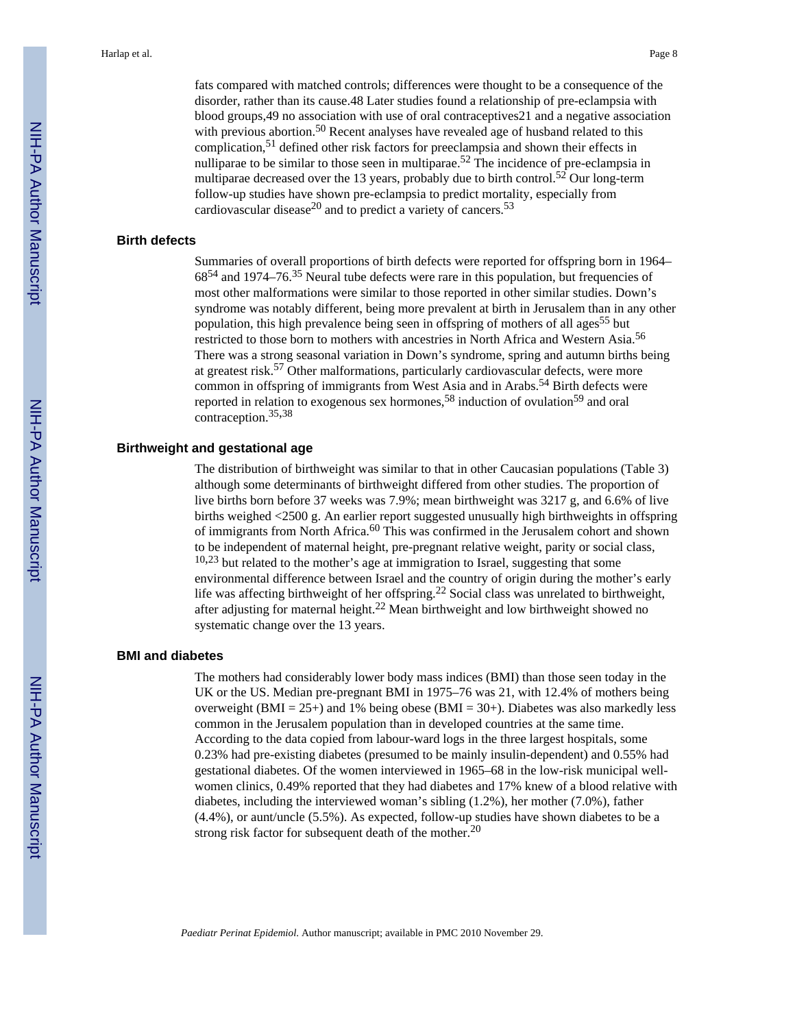fats compared with matched controls; differences were thought to be a consequence of the disorder, rather than its cause.48 Later studies found a relationship of pre-eclampsia with blood groups,49 no association with use of oral contraceptives21 and a negative association with previous abortion.[50] Recent analyses have revealed age of husband related to this complication,[51] defined other risk factors for preeclampsia and shown their effects in nulliparae to be similar to those seen in multiparae.[52] The incidence of pre-eclampsia in multiparae decreased over the 13 years, probably due to birth control.[52] Our long-term follow-up studies have shown pre-eclampsia to predict mortality, especially from cardiovascular disease[20] and to predict a variety of cancers.[53]

## Birth defects

Summaries of overall proportions of birth defects were reported for offspring born in 1964–68[54] and 1974–76.[35] Neural tube defects were rare in this population, but frequencies of most other malformations were similar to those reported in other similar studies. Down's syndrome was notably different, being more prevalent at birth in Jerusalem than in any other population, this high prevalence being seen in offspring of mothers of all ages[55] but restricted to those born to mothers with ancestries in North Africa and Western Asia.[56] There was a strong seasonal variation in Down's syndrome, spring and autumn births being at greatest risk.[57] Other malformations, particularly cardiovascular defects, were more common in offspring of immigrants from West Asia and in Arabs.[54] Birth defects were reported in relation to exogenous sex hormones,[58] induction of ovulation[59] and oral contraception.[35,38]

## Birthweight and gestational age

The distribution of birthweight was similar to that in other Caucasian populations (Table 3) although some determinants of birthweight differed from other studies. The proportion of live births born before 37 weeks was 7.9%; mean birthweight was 3217 g, and 6.6% of live births weighed <2500 g. An earlier report suggested unusually high birthweights in offspring of immigrants from North Africa.[60] This was confirmed in the Jerusalem cohort and shown to be independent of maternal height, pre-pregnant relative weight, parity or social class, [10,23] but related to the mother's age at immigration to Israel, suggesting that some environmental difference between Israel and the country of origin during the mother's early life was affecting birthweight of her offspring.[22] Social class was unrelated to birthweight, after adjusting for maternal height.[22] Mean birthweight and low birthweight showed no systematic change over the 13 years.

## BMI and diabetes

The mothers had considerably lower body mass indices (BMI) than those seen today in the UK or the US. Median pre-pregnant BMI in 1975–76 was 21, with 12.4% of mothers being overweight (BMI = 25+) and 1% being obese (BMI = 30+). Diabetes was also markedly less common in the Jerusalem population than in developed countries at the same time. According to the data copied from labour-ward logs in the three largest hospitals, some 0.23% had pre-existing diabetes (presumed to be mainly insulin-dependent) and 0.55% had gestational diabetes. Of the women interviewed in 1965–68 in the low-risk municipal well-women clinics, 0.49% reported that they had diabetes and 17% knew of a blood relative with diabetes, including the interviewed woman's sibling (1.2%), her mother (7.0%), father (4.4%), or aunt/uncle (5.5%). As expected, follow-up studies have shown diabetes to be a strong risk factor for subsequent death of the mother.[20]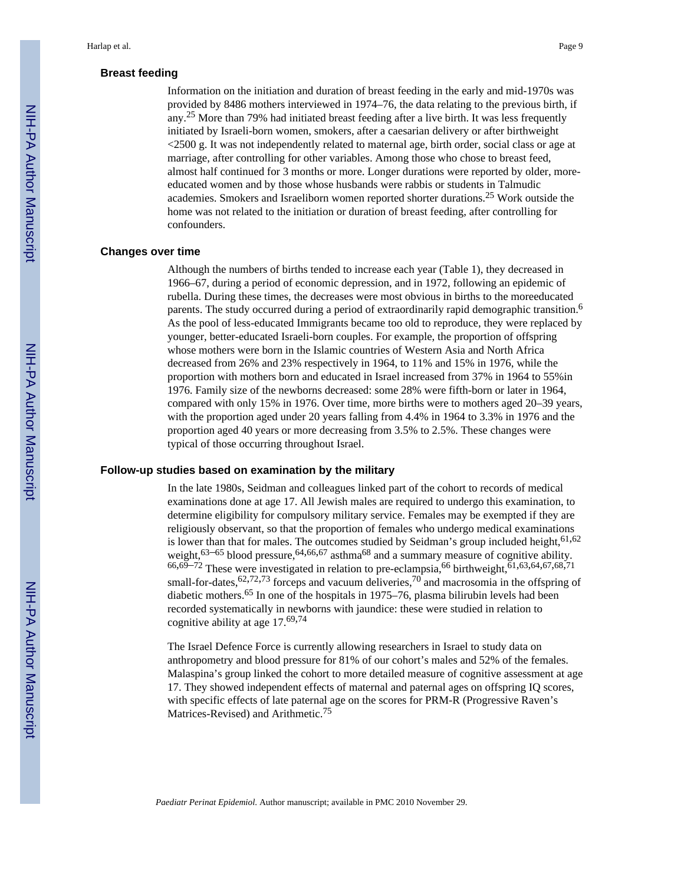## Breast feeding

Information on the initiation and duration of breast feeding in the early and mid-1970s was provided by 8486 mothers interviewed in 1974–76, the data relating to the previous birth, if any.[25] More than 79% had initiated breast feeding after a live birth. It was less frequently initiated by Israeli-born women, smokers, after a caesarian delivery or after birthweight <2500 g. It was not independently related to maternal age, birth order, social class or age at marriage, after controlling for other variables. Among those who chose to breast feed, almost half continued for 3 months or more. Longer durations were reported by older, more-educated women and by those whose husbands were rabbis or students in Talmudic academies. Smokers and Israeliborn women reported shorter durations.[25] Work outside the home was not related to the initiation or duration of breast feeding, after controlling for confounders.

## Changes over time

Although the numbers of births tended to increase each year (Table 1), they decreased in 1966–67, during a period of economic depression, and in 1972, following an epidemic of rubella. During these times, the decreases were most obvious in births to the moreeducated parents. The study occurred during a period of extraordinarily rapid demographic transition.[6] As the pool of less-educated Immigrants became too old to reproduce, they were replaced by younger, better-educated Israeli-born couples. For example, the proportion of offspring whose mothers were born in the Islamic countries of Western Asia and North Africa decreased from 26% and 23% respectively in 1964, to 11% and 15% in 1976, while the proportion with mothers born and educated in Israel increased from 37% in 1964 to 55%in 1976. Family size of the newborns decreased: some 28% were fifth-born or later in 1964, compared with only 15% in 1976. Over time, more births were to mothers aged 20–39 years, with the proportion aged under 20 years falling from 4.4% in 1964 to 3.3% in 1976 and the proportion aged 40 years or more decreasing from 3.5% to 2.5%. These changes were typical of those occurring throughout Israel.

## Follow-up studies based on examination by the military

In the late 1980s, Seidman and colleagues linked part of the cohort to records of medical examinations done at age 17. All Jewish males are required to undergo this examination, to determine eligibility for compulsory military service. Females may be exempted if they are religiously observant, so that the proportion of females who undergo medical examinations is lower than that for males. The outcomes studied by Seidman's group included height,[61,62] weight,[63–65] blood pressure,[64,66,67] asthma[68] and a summary measure of cognitive ability.[66,69–72] These were investigated in relation to pre-eclampsia,[66] birthweight,[61,63,64,67,68,71] small-for-dates,[62,72,73] forceps and vacuum deliveries,[70] and macrosomia in the offspring of diabetic mothers.[65] In one of the hospitals in 1975–76, plasma bilirubin levels had been recorded systematically in newborns with jaundice: these were studied in relation to cognitive ability at age 17.[69,74]

The Israel Defence Force is currently allowing researchers in Israel to study data on anthropometry and blood pressure for 81% of our cohort's males and 52% of the females. Malaspina's group linked the cohort to more detailed measure of cognitive assessment at age 17. They showed independent effects of maternal and paternal ages on offspring IQ scores, with specific effects of late paternal age on the scores for PRM-R (Progressive Raven's Matrices-Revised) and Arithmetic.[75]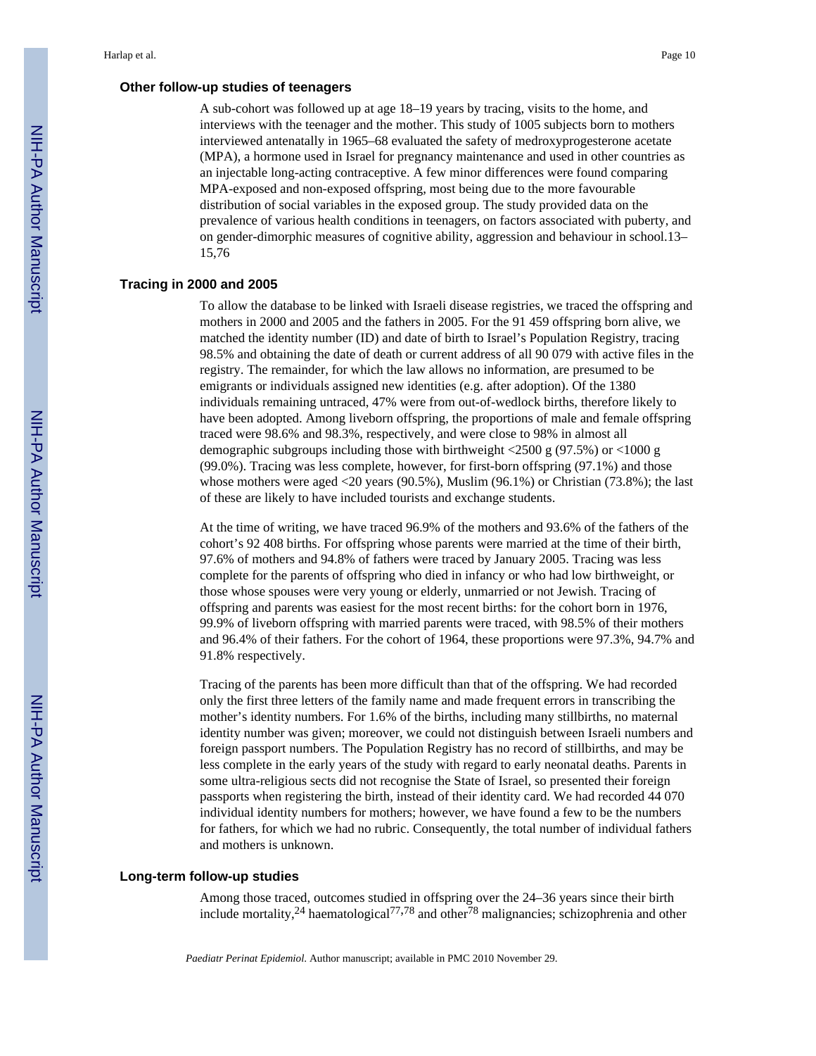### Other follow-up studies of teenagers

A sub-cohort was followed up at age 18–19 years by tracing, visits to the home, and interviews with the teenager and the mother. This study of 1005 subjects born to mothers interviewed antenatally in 1965–68 evaluated the safety of medroxyprogesterone acetate (MPA), a hormone used in Israel for pregnancy maintenance and used in other countries as an injectable long-acting contraceptive. A few minor differences were found comparing MPA-exposed and non-exposed offspring, most being due to the more favourable distribution of social variables in the exposed group. The study provided data on the prevalence of various health conditions in teenagers, on factors associated with puberty, and on gender-dimorphic measures of cognitive ability, aggression and behaviour in school.[13–15,76]

### Tracing in 2000 and 2005

To allow the database to be linked with Israeli disease registries, we traced the offspring and mothers in 2000 and 2005 and the fathers in 2005. For the 91 459 offspring born alive, we matched the identity number (ID) and date of birth to Israel's Population Registry, tracing 98.5% and obtaining the date of death or current address of all 90 079 with active files in the registry. The remainder, for which the law allows no information, are presumed to be emigrants or individuals assigned new identities (e.g. after adoption). Of the 1380 individuals remaining untraced, 47% were from out-of-wedlock births, therefore likely to have been adopted. Among liveborn offspring, the proportions of male and female offspring traced were 98.6% and 98.3%, respectively, and were close to 98% in almost all demographic subgroups including those with birthweight <2500 g (97.5%) or <1000 g (99.0%). Tracing was less complete, however, for first-born offspring (97.1%) and those whose mothers were aged <20 years (90.5%), Muslim (96.1%) or Christian (73.8%); the last of these are likely to have included tourists and exchange students.

At the time of writing, we have traced 96.9% of the mothers and 93.6% of the fathers of the cohort's 92 408 births. For offspring whose parents were married at the time of their birth, 97.6% of mothers and 94.8% of fathers were traced by January 2005. Tracing was less complete for the parents of offspring who died in infancy or who had low birthweight, or those whose spouses were very young or elderly, unmarried or not Jewish. Tracing of offspring and parents was easiest for the most recent births: for the cohort born in 1976, 99.9% of liveborn offspring with married parents were traced, with 98.5% of their mothers and 96.4% of their fathers. For the cohort of 1964, these proportions were 97.3%, 94.7% and 91.8% respectively.

Tracing of the parents has been more difficult than that of the offspring. We had recorded only the first three letters of the family name and made frequent errors in transcribing the mother's identity numbers. For 1.6% of the births, including many stillbirths, no maternal identity number was given; moreover, we could not distinguish between Israeli numbers and foreign passport numbers. The Population Registry has no record of stillbirths, and may be less complete in the early years of the study with regard to early neonatal deaths. Parents in some ultra-religious sects did not recognise the State of Israel, so presented their foreign passports when registering the birth, instead of their identity card. We had recorded 44 070 individual identity numbers for mothers; however, we have found a few to be the numbers for fathers, for which we had no rubric. Consequently, the total number of individual fathers and mothers is unknown.

### Long-term follow-up studies

Among those traced, outcomes studied in offspring over the 24–36 years since their birth include mortality,[24] haematological[77,78] and other[78] malignancies; schizophrenia and other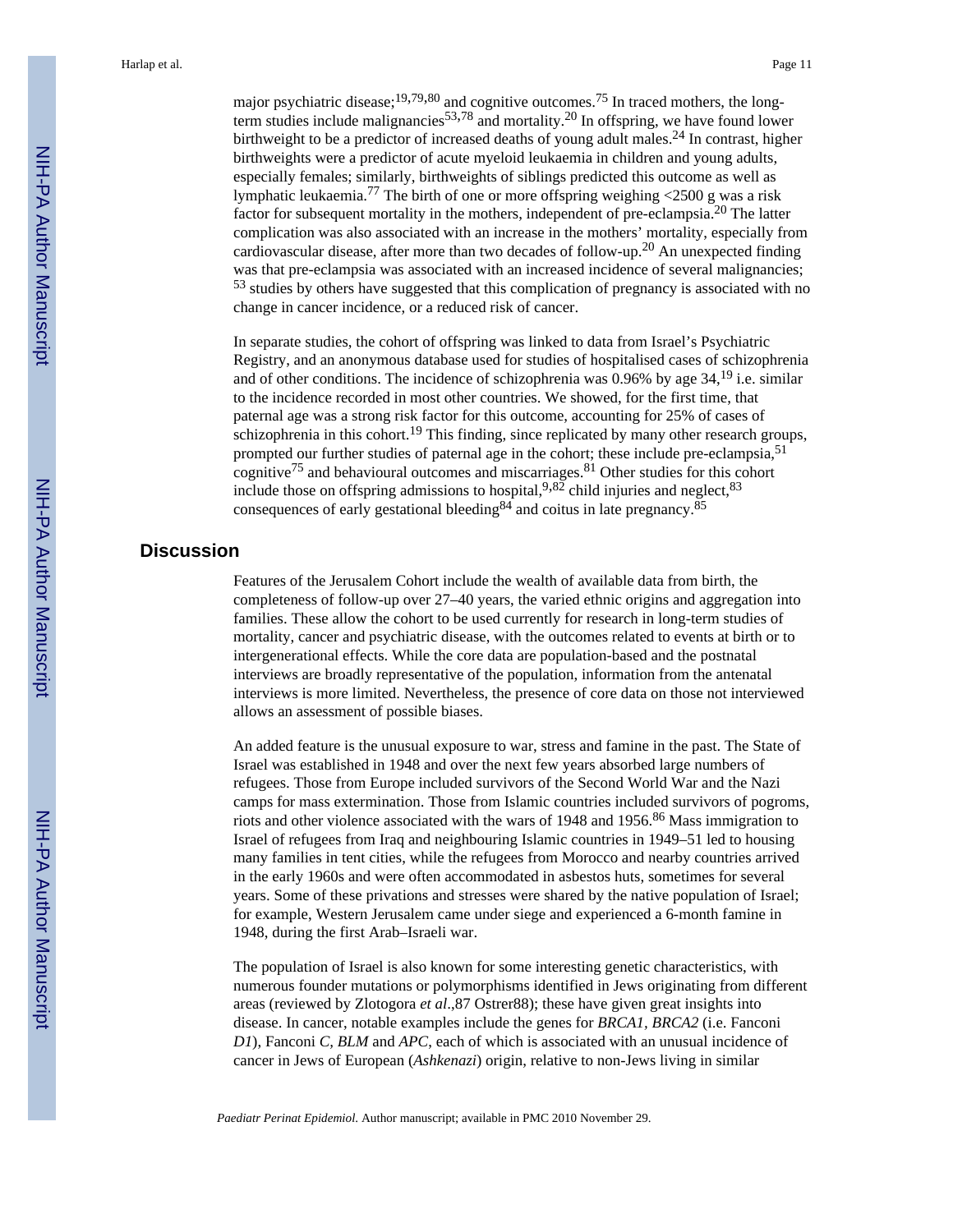major psychiatric disease;[19,79,80] and cognitive outcomes.[75] In traced mothers, the long-term studies include malignancies[53,78] and mortality.[20] In offspring, we have found lower birthweight to be a predictor of increased deaths of young adult males.[24] In contrast, higher birthweights were a predictor of acute myeloid leukaemia in children and young adults, especially females; similarly, birthweights of siblings predicted this outcome as well as lymphatic leukaemia.[77] The birth of one or more offspring weighing <2500 g was a risk factor for subsequent mortality in the mothers, independent of pre-eclampsia.[20] The latter complication was also associated with an increase in the mothers' mortality, especially from cardiovascular disease, after more than two decades of follow-up.[20] An unexpected finding was that pre-eclampsia was associated with an increased incidence of several malignancies;[53] studies by others have suggested that this complication of pregnancy is associated with no change in cancer incidence, or a reduced risk of cancer.

In separate studies, the cohort of offspring was linked to data from Israel's Psychiatric Registry, and an anonymous database used for studies of hospitalised cases of schizophrenia and of other conditions. The incidence of schizophrenia was 0.96% by age 34,[19] i.e. similar to the incidence recorded in most other countries. We showed, for the first time, that paternal age was a strong risk factor for this outcome, accounting for 25% of cases of schizophrenia in this cohort.[19] This finding, since replicated by many other research groups, prompted our further studies of paternal age in the cohort; these include pre-eclampsia,[51] cognitive[75] and behavioural outcomes and miscarriages.[81] Other studies for this cohort include those on offspring admissions to hospital,[9,82] child injuries and neglect,[83] consequences of early gestational bleeding[84] and coitus in late pregnancy.[85]

## Discussion

Features of the Jerusalem Cohort include the wealth of available data from birth, the completeness of follow-up over 27–40 years, the varied ethnic origins and aggregation into families. These allow the cohort to be used currently for research in long-term studies of mortality, cancer and psychiatric disease, with the outcomes related to events at birth or to intergenerational effects. While the core data are population-based and the postnatal interviews are broadly representative of the population, information from the antenatal interviews is more limited. Nevertheless, the presence of core data on those not interviewed allows an assessment of possible biases.

An added feature is the unusual exposure to war, stress and famine in the past. The State of Israel was established in 1948 and over the next few years absorbed large numbers of refugees. Those from Europe included survivors of the Second World War and the Nazi camps for mass extermination. Those from Islamic countries included survivors of pogroms, riots and other violence associated with the wars of 1948 and 1956.[86] Mass immigration to Israel of refugees from Iraq and neighbouring Islamic countries in 1949–51 led to housing many families in tent cities, while the refugees from Morocco and nearby countries arrived in the early 1960s and were often accommodated in asbestos huts, sometimes for several years. Some of these privations and stresses were shared by the native population of Israel; for example, Western Jerusalem came under siege and experienced a 6-month famine in 1948, during the first Arab–Israeli war.

The population of Israel is also known for some interesting genetic characteristics, with numerous founder mutations or polymorphisms identified in Jews originating from different areas (reviewed by Zlotogora *et al*.,87 Ostrer88); these have given great insights into disease. In cancer, notable examples include the genes for *BRCA1*, *BRCA2* (i.e. Fanconi *D1*), Fanconi *C*, *BLM* and *APC*, each of which is associated with an unusual incidence of cancer in Jews of European (*Ashkenazi*) origin, relative to non-Jews living in similar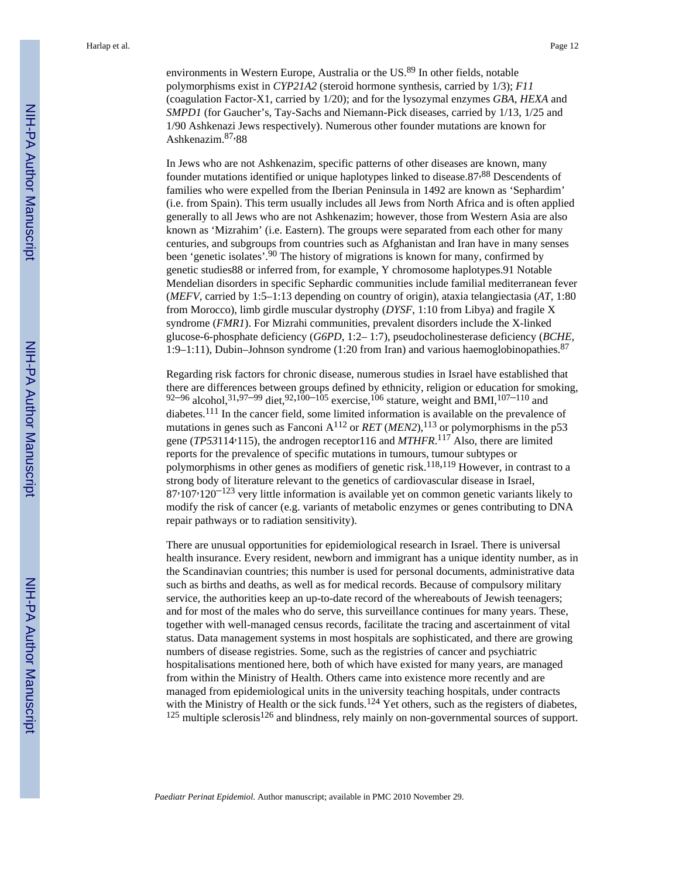environments in Western Europe, Australia or the US.[89] In other fields, notable polymorphisms exist in *CYP21A2* (steroid hormone synthesis, carried by 1/3); *F11* (coagulation Factor-X1, carried by 1/20); and for the lysozymal enzymes *GBA*, *HEXA* and *SMPD1* (for Gaucher's, Tay-Sachs and Niemann-Pick diseases, carried by 1/13, 1/25 and 1/90 Ashkenazi Jews respectively). Numerous other founder mutations are known for Ashkenazim.[87,88]

In Jews who are not Ashkenazim, specific patterns of other diseases are known, many founder mutations identified or unique haplotypes linked to disease.[87,88] Descendents of families who were expelled from the Iberian Peninsula in 1492 are known as 'Sephardim' (i.e. from Spain). This term usually includes all Jews from North Africa and is often applied generally to all Jews who are not Ashkenazim; however, those from Western Asia are also known as 'Mizrahim' (i.e. Eastern). The groups were separated from each other for many centuries, and subgroups from countries such as Afghanistan and Iran have in many senses been 'genetic isolates'.[90] The history of migrations is known for many, confirmed by genetic studies[88] or inferred from, for example, Y chromosome haplotypes.[91] Notable Mendelian disorders in specific Sephardic communities include familial mediterranean fever (*MEFV*, carried by 1:5–1:13 depending on country of origin), ataxia telangiectasia (*AT*, 1:80 from Morocco), limb girdle muscular dystrophy (*DYSF*, 1:10 from Libya) and fragile X syndrome (*FMR1*). For Mizrahi communities, prevalent disorders include the X-linked glucose-6-phosphate deficiency (*G6PD*, 1:2– 1:7), pseudocholinesterase deficiency (*BCHE*, 1:9–1:11), Dubin–Johnson syndrome (1:20 from Iran) and various haemoglobinopathies.[87]

Regarding risk factors for chronic disease, numerous studies in Israel have established that there are differences between groups defined by ethnicity, religion or education for smoking,[92–96] alcohol,[31,97–99] diet,[92,100–105] exercise,[106] stature, weight and BMI,[107–110] and diabetes.[111] In the cancer field, some limited information is available on the prevalence of mutations in genes such as Fanconi A[112] or *RET* (*MEN2*),[113] or polymorphisms in the p53 gene (*TP53*[114,115]), the androgen receptor[116] and *MTHFR*.[117] Also, there are limited reports for the prevalence of specific mutations in tumours, tumour subtypes or polymorphisms in other genes as modifiers of genetic risk.[118,119] However, in contrast to a strong body of literature relevant to the genetics of cardiovascular disease in Israel,[87,107,120–123] very little information is available yet on common genetic variants likely to modify the risk of cancer (e.g. variants of metabolic enzymes or genes contributing to DNA repair pathways or to radiation sensitivity).

There are unusual opportunities for epidemiological research in Israel. There is universal health insurance. Every resident, newborn and immigrant has a unique identity number, as in the Scandinavian countries; this number is used for personal documents, administrative data such as births and deaths, as well as for medical records. Because of compulsory military service, the authorities keep an up-to-date record of the whereabouts of Jewish teenagers; and for most of the males who do serve, this surveillance continues for many years. These, together with well-managed census records, facilitate the tracing and ascertainment of vital status. Data management systems in most hospitals are sophisticated, and there are growing numbers of disease registries. Some, such as the registries of cancer and psychiatric hospitalisations mentioned here, both of which have existed for many years, are managed from within the Ministry of Health. Others came into existence more recently and are managed from epidemiological units in the university teaching hospitals, under contracts with the Ministry of Health or the sick funds.[124] Yet others, such as the registers of diabetes,[125] multiple sclerosis[126] and blindness, rely mainly on non-governmental sources of support.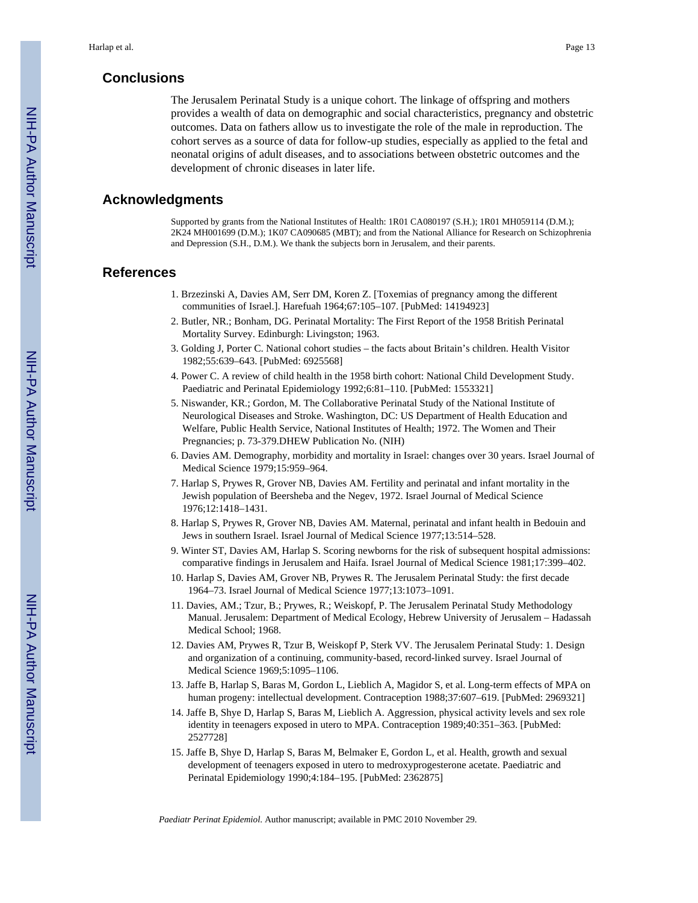## Conclusions

The Jerusalem Perinatal Study is a unique cohort. The linkage of offspring and mothers provides a wealth of data on demographic and social characteristics, pregnancy and obstetric outcomes. Data on fathers allow us to investigate the role of the male in reproduction. The cohort serves as a source of data for follow-up studies, especially as applied to the fetal and neonatal origins of adult diseases, and to associations between obstetric outcomes and the development of chronic diseases in later life.

## Acknowledgments

Supported by grants from the National Institutes of Health: 1R01 CA080197 (S.H.); 1R01 MH059114 (D.M.); 2K24 MH001699 (D.M.); 1K07 CA090685 (MBT); and from the National Alliance for Research on Schizophrenia and Depression (S.H., D.M.). We thank the subjects born in Jerusalem, and their parents.

## References

1. Brzezinski A, Davies AM, Serr DM, Koren Z. [Toxemias of pregnancy among the different communities of Israel.]. Harefuah 1964;67:105–107. [PubMed: 14194923]
2. Butler, NR.; Bonham, DG. Perinatal Mortality: The First Report of the 1958 British Perinatal Mortality Survey. Edinburgh: Livingston; 1963.
3. Golding J, Porter C. National cohort studies – the facts about Britain's children. Health Visitor 1982;55:639–643. [PubMed: 6925568]
4. Power C. A review of child health in the 1958 birth cohort: National Child Development Study. Paediatric and Perinatal Epidemiology 1992;6:81–110. [PubMed: 1553321]
5. Niswander, KR.; Gordon, M. The Collaborative Perinatal Study of the National Institute of Neurological Diseases and Stroke. Washington, DC: US Department of Health Education and Welfare, Public Health Service, National Institutes of Health; 1972. The Women and Their Pregnancies; p. 73-379.DHEW Publication No. (NIH)
6. Davies AM. Demography, morbidity and mortality in Israel: changes over 30 years. Israel Journal of Medical Science 1979;15:959–964.
7. Harlap S, Prywes R, Grover NB, Davies AM. Fertility and perinatal and infant mortality in the Jewish population of Beersheba and the Negev, 1972. Israel Journal of Medical Science 1976;12:1418–1431.
8. Harlap S, Prywes R, Grover NB, Davies AM. Maternal, perinatal and infant health in Bedouin and Jews in southern Israel. Israel Journal of Medical Science 1977;13:514–528.
9. Winter ST, Davies AM, Harlap S. Scoring newborns for the risk of subsequent hospital admissions: comparative findings in Jerusalem and Haifa. Israel Journal of Medical Science 1981;17:399–402.
10. Harlap S, Davies AM, Grover NB, Prywes R. The Jerusalem Perinatal Study: the first decade 1964–73. Israel Journal of Medical Science 1977;13:1073–1091.
11. Davies, AM.; Tzur, B.; Prywes, R.; Weiskopf, P. The Jerusalem Perinatal Study Methodology Manual. Jerusalem: Department of Medical Ecology, Hebrew University of Jerusalem – Hadassah Medical School; 1968.
12. Davies AM, Prywes R, Tzur B, Weiskopf P, Sterk VV. The Jerusalem Perinatal Study: 1. Design and organization of a continuing, community-based, record-linked survey. Israel Journal of Medical Science 1969;5:1095–1106.
13. Jaffe B, Harlap S, Baras M, Gordon L, Lieblich A, Magidor S, et al. Long-term effects of MPA on human progeny: intellectual development. Contraception 1988;37:607–619. [PubMed: 2969321]
14. Jaffe B, Shye D, Harlap S, Baras M, Lieblich A. Aggression, physical activity levels and sex role identity in teenagers exposed in utero to MPA. Contraception 1989;40:351–363. [PubMed: 2527728]
15. Jaffe B, Shye D, Harlap S, Baras M, Belmaker E, Gordon L, et al. Health, growth and sexual development of teenagers exposed in utero to medroxyprogesterone acetate. Paediatric and Perinatal Epidemiology 1990;4:184–195. [PubMed: 2362875]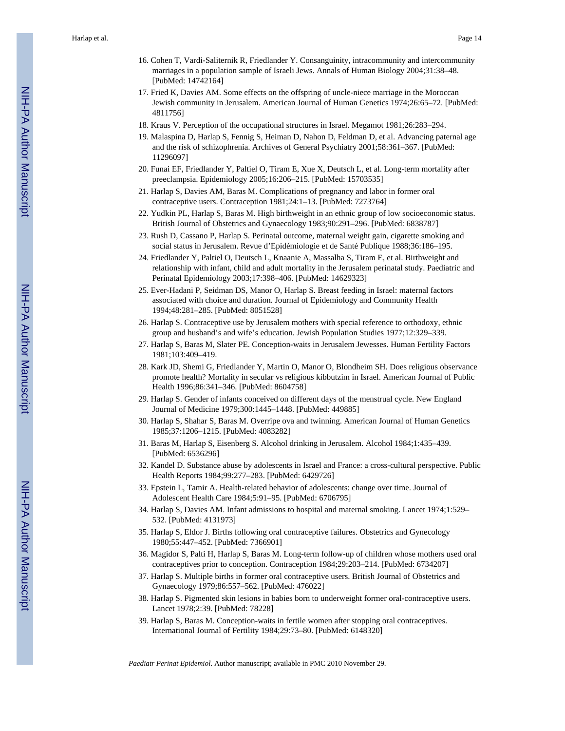16. Cohen T, Vardi-Saliternik R, Friedlander Y. Consanguinity, intracommunity and intercommunity marriages in a population sample of Israeli Jews. Annals of Human Biology 2004;31:38–48. [PubMed: 14742164]
17. Fried K, Davies AM. Some effects on the offspring of uncle-niece marriage in the Moroccan Jewish community in Jerusalem. American Journal of Human Genetics 1974;26:65–72. [PubMed: 4811756]
18. Kraus V. Perception of the occupational structures in Israel. Megamot 1981;26:283–294.
19. Malaspina D, Harlap S, Fennig S, Heiman D, Nahon D, Feldman D, et al. Advancing paternal age and the risk of schizophrenia. Archives of General Psychiatry 2001;58:361–367. [PubMed: 11296097]
20. Funai EF, Friedlander Y, Paltiel O, Tiram E, Xue X, Deutsch L, et al. Long-term mortality after preeclampsia. Epidemiology 2005;16:206–215. [PubMed: 15703535]
21. Harlap S, Davies AM, Baras M. Complications of pregnancy and labor in former oral contraceptive users. Contraception 1981;24:1–13. [PubMed: 7273764]
22. Yudkin PL, Harlap S, Baras M. High birthweight in an ethnic group of low socioeconomic status. British Journal of Obstetrics and Gynaecology 1983;90:291–296. [PubMed: 6838787]
23. Rush D, Cassano P, Harlap S. Perinatal outcome, maternal weight gain, cigarette smoking and social status in Jerusalem. Revue d'Epidémiologie et de Santé Publique 1988;36:186–195.
24. Friedlander Y, Paltiel O, Deutsch L, Knaanie A, Massalha S, Tiram E, et al. Birthweight and relationship with infant, child and adult mortality in the Jerusalem perinatal study. Paediatric and Perinatal Epidemiology 2003;17:398–406. [PubMed: 14629323]
25. Ever-Hadani P, Seidman DS, Manor O, Harlap S. Breast feeding in Israel: maternal factors associated with choice and duration. Journal of Epidemiology and Community Health 1994;48:281–285. [PubMed: 8051528]
26. Harlap S. Contraceptive use by Jerusalem mothers with special reference to orthodoxy, ethnic group and husband's and wife's education. Jewish Population Studies 1977;12:329–339.
27. Harlap S, Baras M, Slater PE. Conception-waits in Jerusalem Jewesses. Human Fertility Factors 1981;103:409–419.
28. Kark JD, Shemi G, Friedlander Y, Martin O, Manor O, Blondheim SH. Does religious observance promote health? Mortality in secular vs religious kibbutzim in Israel. American Journal of Public Health 1996;86:341–346. [PubMed: 8604758]
29. Harlap S. Gender of infants conceived on different days of the menstrual cycle. New England Journal of Medicine 1979;300:1445–1448. [PubMed: 449885]
30. Harlap S, Shahar S, Baras M. Overripe ova and twinning. American Journal of Human Genetics 1985;37:1206–1215. [PubMed: 4083282]
31. Baras M, Harlap S, Eisenberg S. Alcohol drinking in Jerusalem. Alcohol 1984;1:435–439. [PubMed: 6536296]
32. Kandel D. Substance abuse by adolescents in Israel and France: a cross-cultural perspective. Public Health Reports 1984;99:277–283. [PubMed: 6429726]
33. Epstein L, Tamir A. Health-related behavior of adolescents: change over time. Journal of Adolescent Health Care 1984;5:91–95. [PubMed: 6706795]
34. Harlap S, Davies AM. Infant admissions to hospital and maternal smoking. Lancet 1974;1:529–532. [PubMed: 4131973]
35. Harlap S, Eldor J. Births following oral contraceptive failures. Obstetrics and Gynecology 1980;55:447–452. [PubMed: 7366901]
36. Magidor S, Palti H, Harlap S, Baras M. Long-term follow-up of children whose mothers used oral contraceptives prior to conception. Contraception 1984;29:203–214. [PubMed: 6734207]
37. Harlap S. Multiple births in former oral contraceptive users. British Journal of Obstetrics and Gynaecology 1979;86:557–562. [PubMed: 476022]
38. Harlap S. Pigmented skin lesions in babies born to underweight former oral-contraceptive users. Lancet 1978;2:39. [PubMed: 78228]
39. Harlap S, Baras M. Conception-waits in fertile women after stopping oral contraceptives. International Journal of Fertility 1984;29:73–80. [PubMed: 6148320]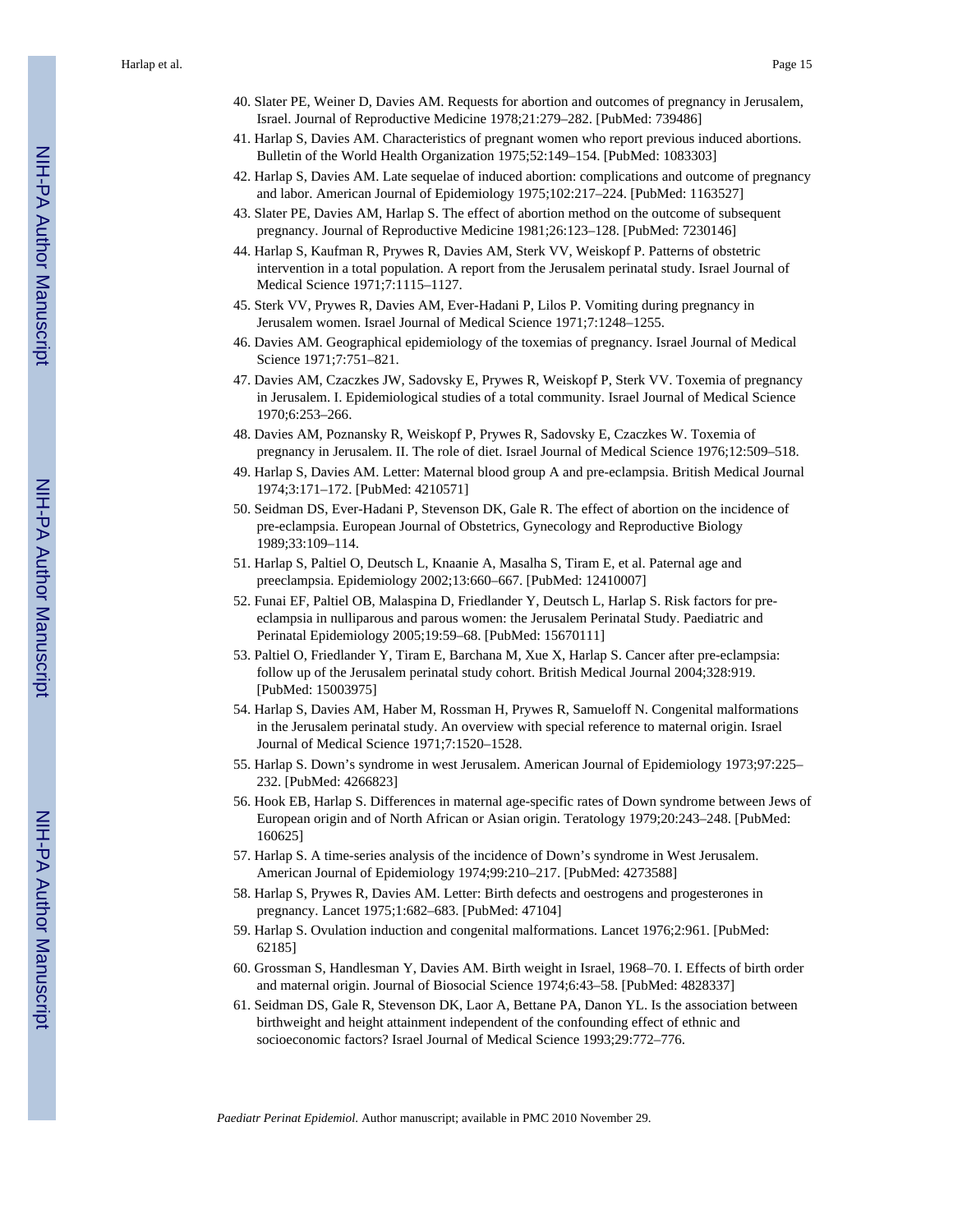40. Slater PE, Weiner D, Davies AM. Requests for abortion and outcomes of pregnancy in Jerusalem, Israel. Journal of Reproductive Medicine 1978;21:279–282. [PubMed: 739486]
41. Harlap S, Davies AM. Characteristics of pregnant women who report previous induced abortions. Bulletin of the World Health Organization 1975;52:149–154. [PubMed: 1083303]
42. Harlap S, Davies AM. Late sequelae of induced abortion: complications and outcome of pregnancy and labor. American Journal of Epidemiology 1975;102:217–224. [PubMed: 1163527]
43. Slater PE, Davies AM, Harlap S. The effect of abortion method on the outcome of subsequent pregnancy. Journal of Reproductive Medicine 1981;26:123–128. [PubMed: 7230146]
44. Harlap S, Kaufman R, Prywes R, Davies AM, Sterk VV, Weiskopf P. Patterns of obstetric intervention in a total population. A report from the Jerusalem perinatal study. Israel Journal of Medical Science 1971;7:1115–1127.
45. Sterk VV, Prywes R, Davies AM, Ever-Hadani P, Lilos P. Vomiting during pregnancy in Jerusalem women. Israel Journal of Medical Science 1971;7:1248–1255.
46. Davies AM. Geographical epidemiology of the toxemias of pregnancy. Israel Journal of Medical Science 1971;7:751–821.
47. Davies AM, Czaczkes JW, Sadovsky E, Prywes R, Weiskopf P, Sterk VV. Toxemia of pregnancy in Jerusalem. I. Epidemiological studies of a total community. Israel Journal of Medical Science 1970;6:253–266.
48. Davies AM, Poznansky R, Weiskopf P, Prywes R, Sadovsky E, Czaczkes W. Toxemia of pregnancy in Jerusalem. II. The role of diet. Israel Journal of Medical Science 1976;12:509–518.
49. Harlap S, Davies AM. Letter: Maternal blood group A and pre-eclampsia. British Medical Journal 1974;3:171–172. [PubMed: 4210571]
50. Seidman DS, Ever-Hadani P, Stevenson DK, Gale R. The effect of abortion on the incidence of pre-eclampsia. European Journal of Obstetrics, Gynecology and Reproductive Biology 1989;33:109–114.
51. Harlap S, Paltiel O, Deutsch L, Knaanie A, Masalha S, Tiram E, et al. Paternal age and preeclampsia. Epidemiology 2002;13:660–667. [PubMed: 12410007]
52. Funai EF, Paltiel OB, Malaspina D, Friedlander Y, Deutsch L, Harlap S. Risk factors for pre-eclampsia in nulliparous and parous women: the Jerusalem Perinatal Study. Paediatric and Perinatal Epidemiology 2005;19:59–68. [PubMed: 15670111]
53. Paltiel O, Friedlander Y, Tiram E, Barchana M, Xue X, Harlap S. Cancer after pre-eclampsia: follow up of the Jerusalem perinatal study cohort. British Medical Journal 2004;328:919. [PubMed: 15003975]
54. Harlap S, Davies AM, Haber M, Rossman H, Prywes R, Samueloff N. Congenital malformations in the Jerusalem perinatal study. An overview with special reference to maternal origin. Israel Journal of Medical Science 1971;7:1520–1528.
55. Harlap S. Down's syndrome in west Jerusalem. American Journal of Epidemiology 1973;97:225–232. [PubMed: 4266823]
56. Hook EB, Harlap S. Differences in maternal age-specific rates of Down syndrome between Jews of European origin and of North African or Asian origin. Teratology 1979;20:243–248. [PubMed: 160625]
57. Harlap S. A time-series analysis of the incidence of Down's syndrome in West Jerusalem. American Journal of Epidemiology 1974;99:210–217. [PubMed: 4273588]
58. Harlap S, Prywes R, Davies AM. Letter: Birth defects and oestrogens and progesterones in pregnancy. Lancet 1975;1:682–683. [PubMed: 47104]
59. Harlap S. Ovulation induction and congenital malformations. Lancet 1976;2:961. [PubMed: 62185]
60. Grossman S, Handlesman Y, Davies AM. Birth weight in Israel, 1968–70. I. Effects of birth order and maternal origin. Journal of Biosocial Science 1974;6:43–58. [PubMed: 4828337]
61. Seidman DS, Gale R, Stevenson DK, Laor A, Bettane PA, Danon YL. Is the association between birthweight and height attainment independent of the confounding effect of ethnic and socioeconomic factors? Israel Journal of Medical Science 1993;29:772–776.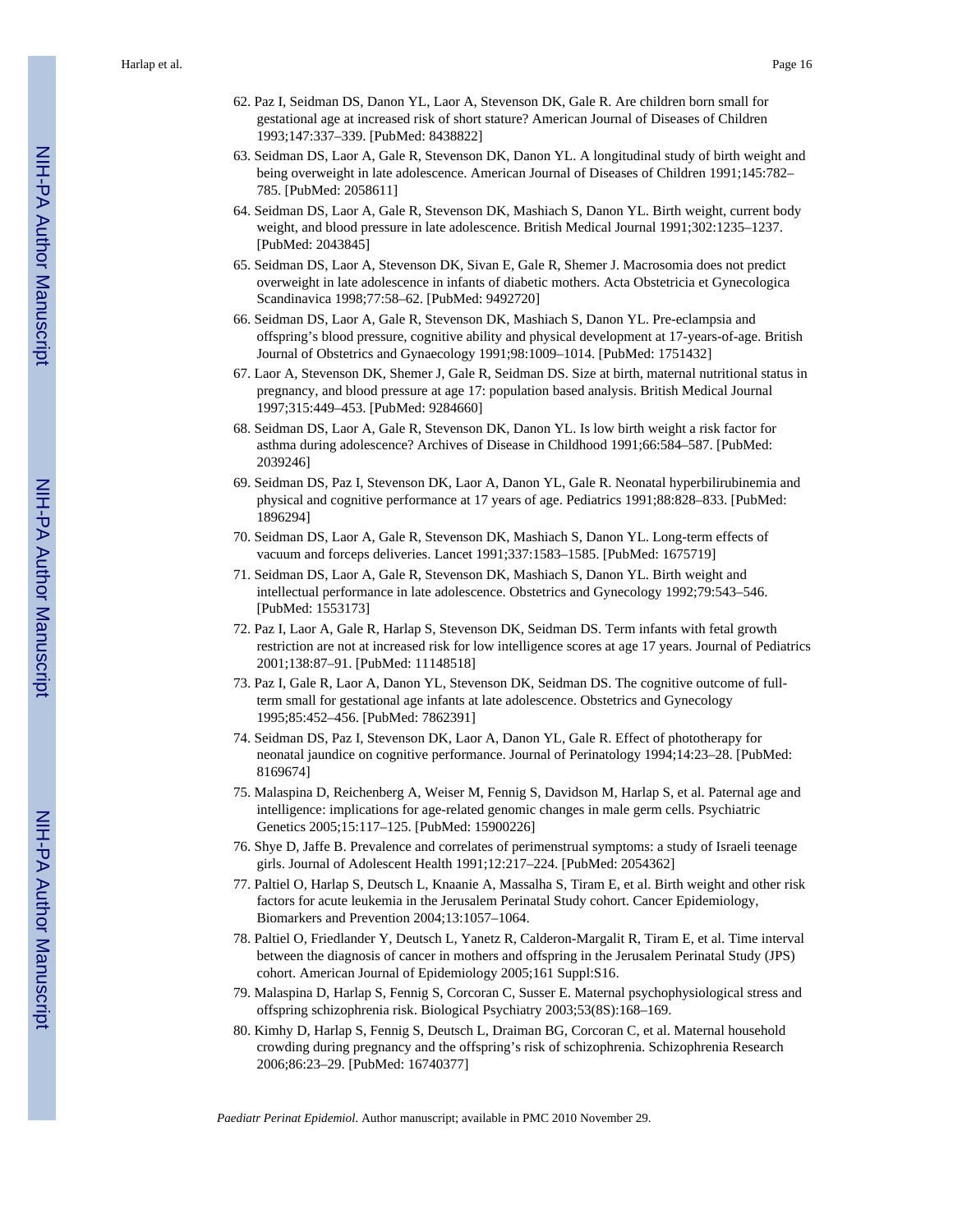62. Paz I, Seidman DS, Danon YL, Laor A, Stevenson DK, Gale R. Are children born small for gestational age at increased risk of short stature? American Journal of Diseases of Children 1993;147:337–339. [PubMed: 8438822]
63. Seidman DS, Laor A, Gale R, Stevenson DK, Danon YL. A longitudinal study of birth weight and being overweight in late adolescence. American Journal of Diseases of Children 1991;145:782–785. [PubMed: 2058611]
64. Seidman DS, Laor A, Gale R, Stevenson DK, Mashiach S, Danon YL. Birth weight, current body weight, and blood pressure in late adolescence. British Medical Journal 1991;302:1235–1237. [PubMed: 2043845]
65. Seidman DS, Laor A, Stevenson DK, Sivan E, Gale R, Shemer J. Macrosomia does not predict overweight in late adolescence in infants of diabetic mothers. Acta Obstetricia et Gynecologica Scandinavica 1998;77:58–62. [PubMed: 9492720]
66. Seidman DS, Laor A, Gale R, Stevenson DK, Mashiach S, Danon YL. Pre-eclampsia and offspring's blood pressure, cognitive ability and physical development at 17-years-of-age. British Journal of Obstetrics and Gynaecology 1991;98:1009–1014. [PubMed: 1751432]
67. Laor A, Stevenson DK, Shemer J, Gale R, Seidman DS. Size at birth, maternal nutritional status in pregnancy, and blood pressure at age 17: population based analysis. British Medical Journal 1997;315:449–453. [PubMed: 9284660]
68. Seidman DS, Laor A, Gale R, Stevenson DK, Danon YL. Is low birth weight a risk factor for asthma during adolescence? Archives of Disease in Childhood 1991;66:584–587. [PubMed: 2039246]
69. Seidman DS, Paz I, Stevenson DK, Laor A, Danon YL, Gale R. Neonatal hyperbilirubinemia and physical and cognitive performance at 17 years of age. Pediatrics 1991;88:828–833. [PubMed: 1896294]
70. Seidman DS, Laor A, Gale R, Stevenson DK, Mashiach S, Danon YL. Long-term effects of vacuum and forceps deliveries. Lancet 1991;337:1583–1585. [PubMed: 1675719]
71. Seidman DS, Laor A, Gale R, Stevenson DK, Mashiach S, Danon YL. Birth weight and intellectual performance in late adolescence. Obstetrics and Gynecology 1992;79:543–546. [PubMed: 1553173]
72. Paz I, Laor A, Gale R, Harlap S, Stevenson DK, Seidman DS. Term infants with fetal growth restriction are not at increased risk for low intelligence scores at age 17 years. Journal of Pediatrics 2001;138:87–91. [PubMed: 11148518]
73. Paz I, Gale R, Laor A, Danon YL, Stevenson DK, Seidman DS. The cognitive outcome of full-term small for gestational age infants at late adolescence. Obstetrics and Gynecology 1995;85:452–456. [PubMed: 7862391]
74. Seidman DS, Paz I, Stevenson DK, Laor A, Danon YL, Gale R. Effect of phototherapy for neonatal jaundice on cognitive performance. Journal of Perinatology 1994;14:23–28. [PubMed: 8169674]
75. Malaspina D, Reichenberg A, Weiser M, Fennig S, Davidson M, Harlap S, et al. Paternal age and intelligence: implications for age-related genomic changes in male germ cells. Psychiatric Genetics 2005;15:117–125. [PubMed: 15900226]
76. Shye D, Jaffe B. Prevalence and correlates of perimenstrual symptoms: a study of Israeli teenage girls. Journal of Adolescent Health 1991;12:217–224. [PubMed: 2054362]
77. Paltiel O, Harlap S, Deutsch L, Knaanie A, Massalha S, Tiram E, et al. Birth weight and other risk factors for acute leukemia in the Jerusalem Perinatal Study cohort. Cancer Epidemiology, Biomarkers and Prevention 2004;13:1057–1064.
78. Paltiel O, Friedlander Y, Deutsch L, Yanetz R, Calderon-Margalit R, Tiram E, et al. Time interval between the diagnosis of cancer in mothers and offspring in the Jerusalem Perinatal Study (JPS) cohort. American Journal of Epidemiology 2005;161 Suppl:S16.
79. Malaspina D, Harlap S, Fennig S, Corcoran C, Susser E. Maternal psychophysiological stress and offspring schizophrenia risk. Biological Psychiatry 2003;53(8S):168–169.
80. Kimhy D, Harlap S, Fennig S, Deutsch L, Draiman BG, Corcoran C, et al. Maternal household crowding during pregnancy and the offspring's risk of schizophrenia. Schizophrenia Research 2006;86:23–29. [PubMed: 16740377]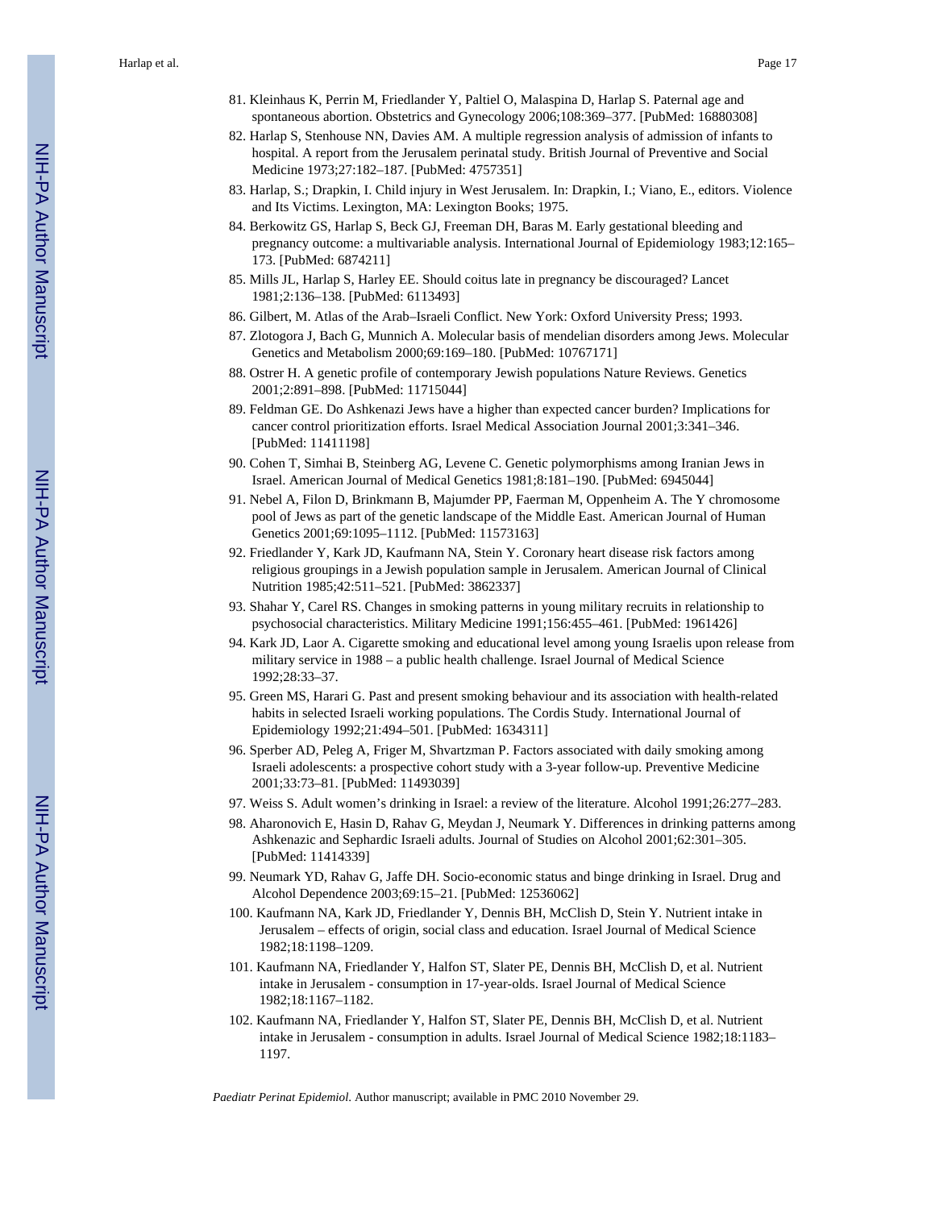81. Kleinhaus K, Perrin M, Friedlander Y, Paltiel O, Malaspina D, Harlap S. Paternal age and spontaneous abortion. Obstetrics and Gynecology 2006;108:369–377. [PubMed: 16880308]
82. Harlap S, Stenhouse NN, Davies AM. A multiple regression analysis of admission of infants to hospital. A report from the Jerusalem perinatal study. British Journal of Preventive and Social Medicine 1973;27:182–187. [PubMed: 4757351]
83. Harlap, S.; Drapkin, I. Child injury in West Jerusalem. In: Drapkin, I.; Viano, E., editors. Violence and Its Victims. Lexington, MA: Lexington Books; 1975.
84. Berkowitz GS, Harlap S, Beck GJ, Freeman DH, Baras M. Early gestational bleeding and pregnancy outcome: a multivariable analysis. International Journal of Epidemiology 1983;12:165–173. [PubMed: 6874211]
85. Mills JL, Harlap S, Harley EE. Should coitus late in pregnancy be discouraged? Lancet 1981;2:136–138. [PubMed: 6113493]
86. Gilbert, M. Atlas of the Arab–Israeli Conflict. New York: Oxford University Press; 1993.
87. Zlotogora J, Bach G, Munnich A. Molecular basis of mendelian disorders among Jews. Molecular Genetics and Metabolism 2000;69:169–180. [PubMed: 10767171]
88. Ostrer H. A genetic profile of contemporary Jewish populations Nature Reviews. Genetics 2001;2:891–898. [PubMed: 11715044]
89. Feldman GE. Do Ashkenazi Jews have a higher than expected cancer burden? Implications for cancer control prioritization efforts. Israel Medical Association Journal 2001;3:341–346. [PubMed: 11411198]
90. Cohen T, Simhai B, Steinberg AG, Levene C. Genetic polymorphisms among Iranian Jews in Israel. American Journal of Medical Genetics 1981;8:181–190. [PubMed: 6945044]
91. Nebel A, Filon D, Brinkmann B, Majumder PP, Faerman M, Oppenheim A. The Y chromosome pool of Jews as part of the genetic landscape of the Middle East. American Journal of Human Genetics 2001;69:1095–1112. [PubMed: 11573163]
92. Friedlander Y, Kark JD, Kaufmann NA, Stein Y. Coronary heart disease risk factors among religious groupings in a Jewish population sample in Jerusalem. American Journal of Clinical Nutrition 1985;42:511–521. [PubMed: 3862337]
93. Shahar Y, Carel RS. Changes in smoking patterns in young military recruits in relationship to psychosocial characteristics. Military Medicine 1991;156:455–461. [PubMed: 1961426]
94. Kark JD, Laor A. Cigarette smoking and educational level among young Israelis upon release from military service in 1988 – a public health challenge. Israel Journal of Medical Science 1992;28:33–37.
95. Green MS, Harari G. Past and present smoking behaviour and its association with health-related habits in selected Israeli working populations. The Cordis Study. International Journal of Epidemiology 1992;21:494–501. [PubMed: 1634311]
96. Sperber AD, Peleg A, Friger M, Shvartzman P. Factors associated with daily smoking among Israeli adolescents: a prospective cohort study with a 3-year follow-up. Preventive Medicine 2001;33:73–81. [PubMed: 11493039]
97. Weiss S. Adult women's drinking in Israel: a review of the literature. Alcohol 1991;26:277–283.
98. Aharonovich E, Hasin D, Rahav G, Meydan J, Neumark Y. Differences in drinking patterns among Ashkenazic and Sephardic Israeli adults. Journal of Studies on Alcohol 2001;62:301–305. [PubMed: 11414339]
99. Neumark YD, Rahav G, Jaffe DH. Socio-economic status and binge drinking in Israel. Drug and Alcohol Dependence 2003;69:15–21. [PubMed: 12536062]
100. Kaufmann NA, Kark JD, Friedlander Y, Dennis BH, McClish D, Stein Y. Nutrient intake in Jerusalem – effects of origin, social class and education. Israel Journal of Medical Science 1982;18:1198–1209.
101. Kaufmann NA, Friedlander Y, Halfon ST, Slater PE, Dennis BH, McClish D, et al. Nutrient intake in Jerusalem - consumption in 17-year-olds. Israel Journal of Medical Science 1982;18:1167–1182.
102. Kaufmann NA, Friedlander Y, Halfon ST, Slater PE, Dennis BH, McClish D, et al. Nutrient intake in Jerusalem - consumption in adults. Israel Journal of Medical Science 1982;18:1183–1197.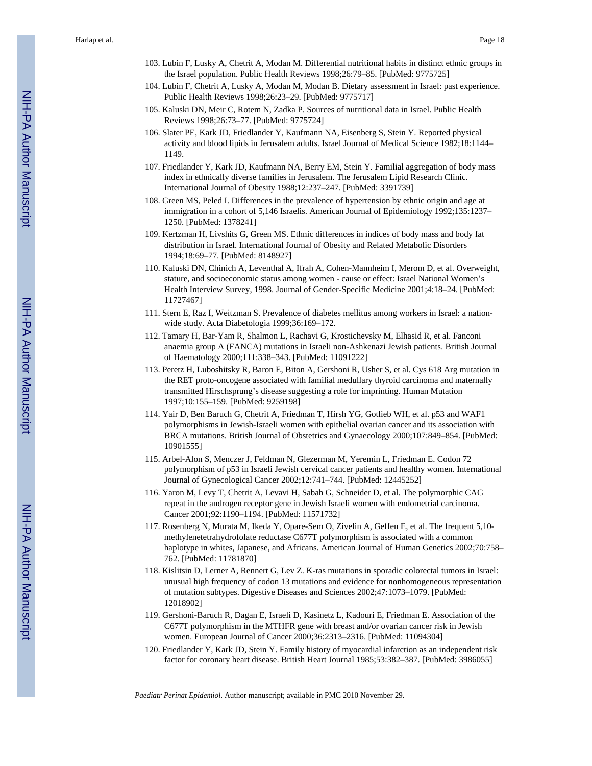103. Lubin F, Lusky A, Chetrit A, Modan M. Differential nutritional habits in distinct ethnic groups in the Israel population. Public Health Reviews 1998;26:79–85. [PubMed: 9775725]
104. Lubin F, Chetrit A, Lusky A, Modan M, Modan B. Dietary assessment in Israel: past experience. Public Health Reviews 1998;26:23–29. [PubMed: 9775717]
105. Kaluski DN, Meir C, Rotem N, Zadka P. Sources of nutritional data in Israel. Public Health Reviews 1998;26:73–77. [PubMed: 9775724]
106. Slater PE, Kark JD, Friedlander Y, Kaufmann NA, Eisenberg S, Stein Y. Reported physical activity and blood lipids in Jerusalem adults. Israel Journal of Medical Science 1982;18:1144–1149.
107. Friedlander Y, Kark JD, Kaufmann NA, Berry EM, Stein Y. Familial aggregation of body mass index in ethnically diverse families in Jerusalem. The Jerusalem Lipid Research Clinic. International Journal of Obesity 1988;12:237–247. [PubMed: 3391739]
108. Green MS, Peled I. Differences in the prevalence of hypertension by ethnic origin and age at immigration in a cohort of 5,146 Israelis. American Journal of Epidemiology 1992;135:1237–1250. [PubMed: 1378241]
109. Kertzman H, Livshits G, Green MS. Ethnic differences in indices of body mass and body fat distribution in Israel. International Journal of Obesity and Related Metabolic Disorders 1994;18:69–77. [PubMed: 8148927]
110. Kaluski DN, Chinich A, Leventhal A, Ifrah A, Cohen-Mannheim I, Merom D, et al. Overweight, stature, and socioeconomic status among women - cause or effect: Israel National Women's Health Interview Survey, 1998. Journal of Gender-Specific Medicine 2001;4:18–24. [PubMed: 11727467]
111. Stern E, Raz I, Weitzman S. Prevalence of diabetes mellitus among workers in Israel: a nation-wide study. Acta Diabetologia 1999;36:169–172.
112. Tamary H, Bar-Yam R, Shalmon L, Rachavi G, Krostichevsky M, Elhasid R, et al. Fanconi anaemia group A (FANCA) mutations in Israeli non-Ashkenazi Jewish patients. British Journal of Haematology 2000;111:338–343. [PubMed: 11091222]
113. Peretz H, Luboshitsky R, Baron E, Biton A, Gershoni R, Usher S, et al. Cys 618 Arg mutation in the RET proto-oncogene associated with familial medullary thyroid carcinoma and maternally transmitted Hirschsprung's disease suggesting a role for imprinting. Human Mutation 1997;10:155–159. [PubMed: 9259198]
114. Yair D, Ben Baruch G, Chetrit A, Friedman T, Hirsh YG, Gotlieb WH, et al. p53 and WAF1 polymorphisms in Jewish-Israeli women with epithelial ovarian cancer and its association with BRCA mutations. British Journal of Obstetrics and Gynaecology 2000;107:849–854. [PubMed: 10901555]
115. Arbel-Alon S, Menczer J, Feldman N, Glezerman M, Yeremin L, Friedman E. Codon 72 polymorphism of p53 in Israeli Jewish cervical cancer patients and healthy women. International Journal of Gynecological Cancer 2002;12:741–744. [PubMed: 12445252]
116. Yaron M, Levy T, Chetrit A, Levavi H, Sabah G, Schneider D, et al. The polymorphic CAG repeat in the androgen receptor gene in Jewish Israeli women with endometrial carcinoma. Cancer 2001;92:1190–1194. [PubMed: 11571732]
117. Rosenberg N, Murata M, Ikeda Y, Opare-Sem O, Zivelin A, Geffen E, et al. The frequent 5,10-methylenetetrahydrofolate reductase C677T polymorphism is associated with a common haplotype in whites, Japanese, and Africans. American Journal of Human Genetics 2002;70:758–762. [PubMed: 11781870]
118. Kislitsin D, Lerner A, Rennert G, Lev Z. K-ras mutations in sporadic colorectal tumors in Israel: unusual high frequency of codon 13 mutations and evidence for nonhomogeneous representation of mutation subtypes. Digestive Diseases and Sciences 2002;47:1073–1079. [PubMed: 12018902]
119. Gershoni-Baruch R, Dagan E, Israeli D, Kasinetz L, Kadouri E, Friedman E. Association of the C677T polymorphism in the MTHFR gene with breast and/or ovarian cancer risk in Jewish women. European Journal of Cancer 2000;36:2313–2316. [PubMed: 11094304]
120. Friedlander Y, Kark JD, Stein Y. Family history of myocardial infarction as an independent risk factor for coronary heart disease. British Heart Journal 1985;53:382–387. [PubMed: 3986055]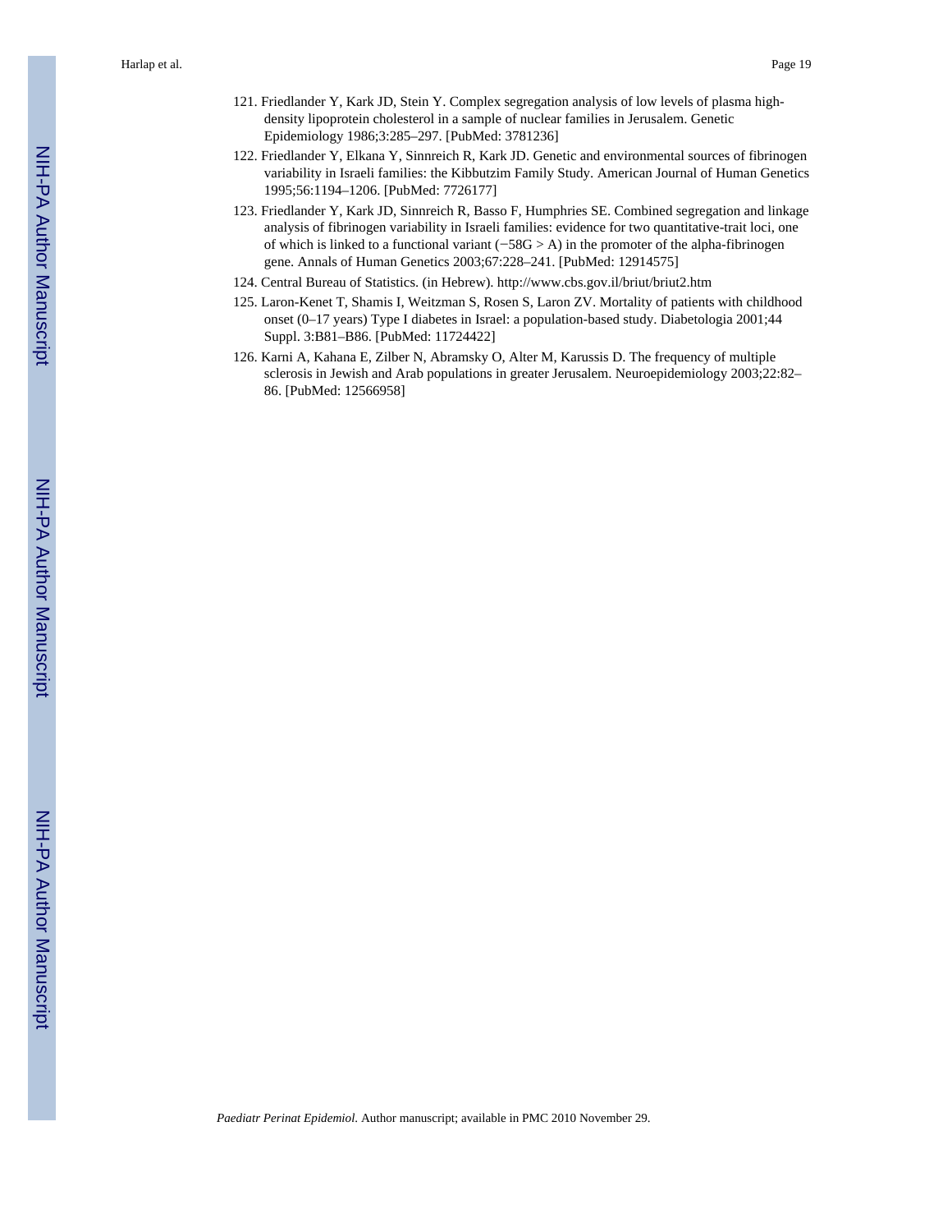121. Friedlander Y, Kark JD, Stein Y. Complex segregation analysis of low levels of plasma high-density lipoprotein cholesterol in a sample of nuclear families in Jerusalem. Genetic Epidemiology 1986;3:285–297. [PubMed: 3781236]

122. Friedlander Y, Elkana Y, Sinnreich R, Kark JD. Genetic and environmental sources of fibrinogen variability in Israeli families: the Kibbutzim Family Study. American Journal of Human Genetics 1995;56:1194–1206. [PubMed: 7726177]

123. Friedlander Y, Kark JD, Sinnreich R, Basso F, Humphries SE. Combined segregation and linkage analysis of fibrinogen variability in Israeli families: evidence for two quantitative-trait loci, one of which is linked to a functional variant (−58G > A) in the promoter of the alpha-fibrinogen gene. Annals of Human Genetics 2003;67:228–241. [PubMed: 12914575]

124. Central Bureau of Statistics. (in Hebrew). http://www.cbs.gov.il/briut/briut2.htm

125. Laron-Kenet T, Shamis I, Weitzman S, Rosen S, Laron ZV. Mortality of patients with childhood onset (0–17 years) Type I diabetes in Israel: a population-based study. Diabetologia 2001;44 Suppl. 3:B81–B86. [PubMed: 11724422]

126. Karni A, Kahana E, Zilber N, Abramsky O, Alter M, Karussis D. The frequency of multiple sclerosis in Jewish and Arab populations in greater Jerusalem. Neuroepidemiology 2003;22:82–86. [PubMed: 12566958]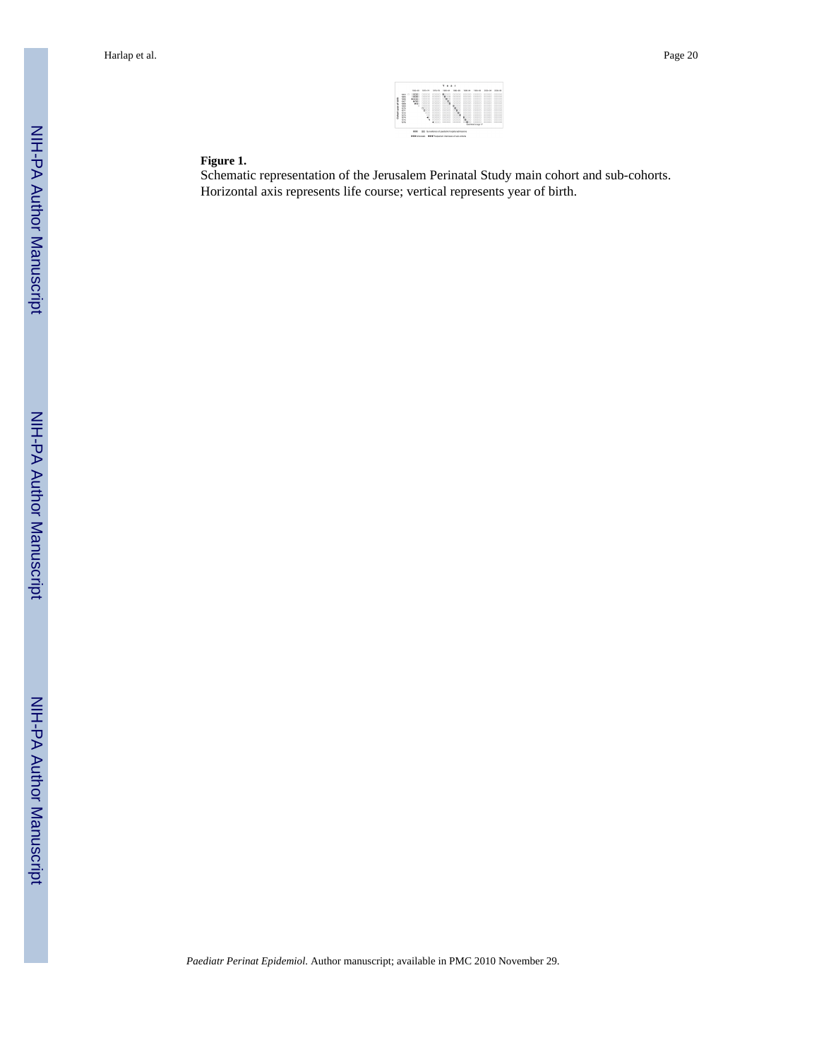**Figure 1.**

Schematic representation of the Jerusalem Perinatal Study main cohort and sub-cohorts. Horizontal axis represents life course; vertical represents year of birth.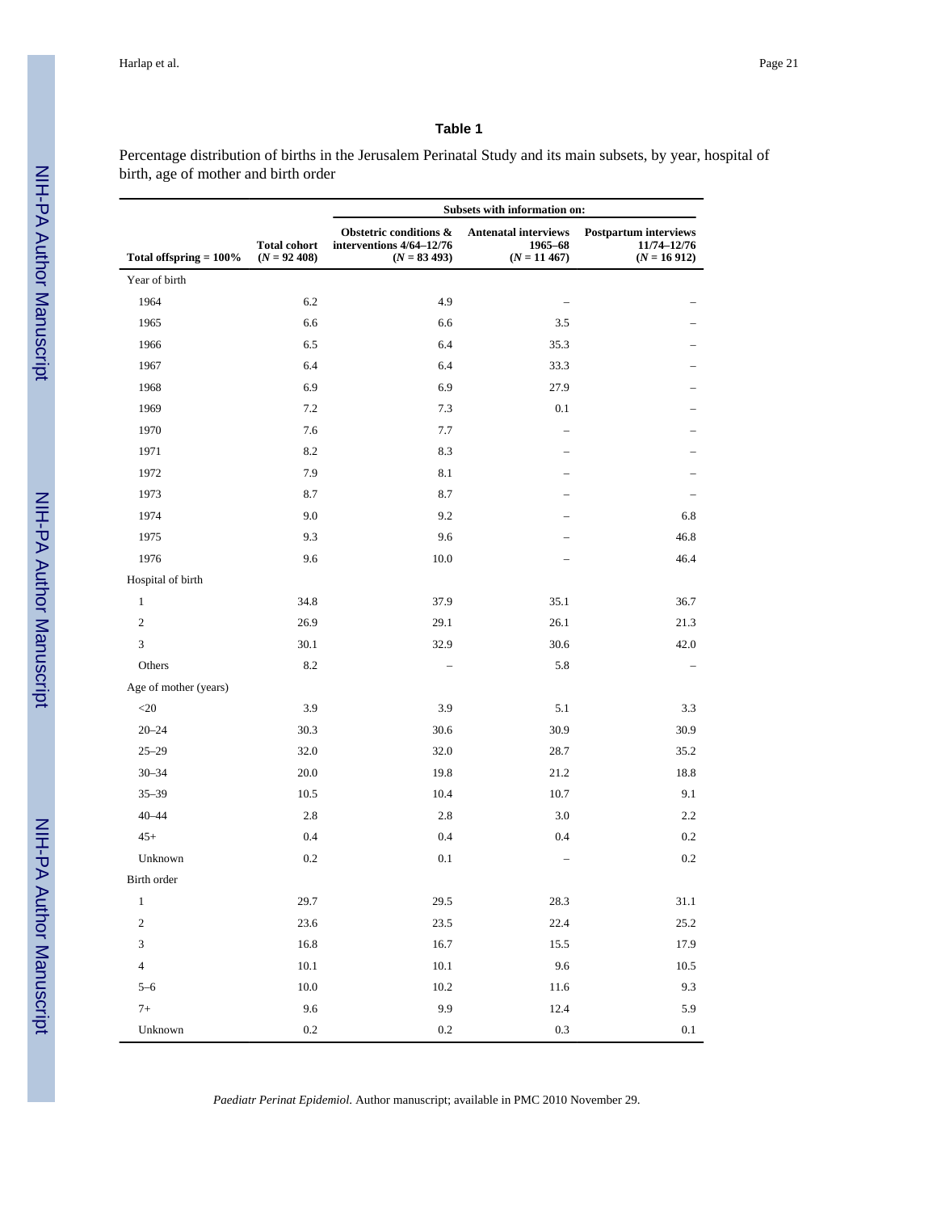**Table 1**

Percentage distribution of births in the Jerusalem Perinatal Study and its main subsets, by year, hospital of birth, age of mother and birth order

| | | Subsets with information on: | | |
|---|---|---|---|---|
| **Total offspring = 100%** | **Total cohort (*N* = 92 408)** | **Obstetric conditions & interventions 4/64–12/76 (*N* = 83 493)** | **Antenatal interviews 1965–68 (*N* = 11 467)** | **Postpartum interviews 11/74–12/76 (*N* = 16 912)** |
| Year of birth | | | | |
| 1964 | 6.2 | 4.9 | – | – |
| 1965 | 6.6 | 6.6 | 3.5 | – |
| 1966 | 6.5 | 6.4 | 35.3 | – |
| 1967 | 6.4 | 6.4 | 33.3 | – |
| 1968 | 6.9 | 6.9 | 27.9 | – |
| 1969 | 7.2 | 7.3 | 0.1 | – |
| 1970 | 7.6 | 7.7 | – | – |
| 1971 | 8.2 | 8.3 | – | – |
| 1972 | 7.9 | 8.1 | – | – |
| 1973 | 8.7 | 8.7 | – | – |
| 1974 | 9.0 | 9.2 | – | 6.8 |
| 1975 | 9.3 | 9.6 | – | 46.8 |
| 1976 | 9.6 | 10.0 | – | 46.4 |
| Hospital of birth | | | | |
| 1 | 34.8 | 37.9 | 35.1 | 36.7 |
| 2 | 26.9 | 29.1 | 26.1 | 21.3 |
| 3 | 30.1 | 32.9 | 30.6 | 42.0 |
| Others | 8.2 | – | 5.8 | – |
| Age of mother (years) | | | | |
| <20 | 3.9 | 3.9 | 5.1 | 3.3 |
| 20–24 | 30.3 | 30.6 | 30.9 | 30.9 |
| 25–29 | 32.0 | 32.0 | 28.7 | 35.2 |
| 30–34 | 20.0 | 19.8 | 21.2 | 18.8 |
| 35–39 | 10.5 | 10.4 | 10.7 | 9.1 |
| 40–44 | 2.8 | 2.8 | 3.0 | 2.2 |
| 45+ | 0.4 | 0.4 | 0.4 | 0.2 |
| Unknown | 0.2 | 0.1 | – | 0.2 |
| Birth order | | | | |
| 1 | 29.7 | 29.5 | 28.3 | 31.1 |
| 2 | 23.6 | 23.5 | 22.4 | 25.2 |
| 3 | 16.8 | 16.7 | 15.5 | 17.9 |
| 4 | 10.1 | 10.1 | 9.6 | 10.5 |
| 5–6 | 10.0 | 10.2 | 11.6 | 9.3 |
| 7+ | 9.6 | 9.9 | 12.4 | 5.9 |
| Unknown | 0.2 | 0.2 | 0.3 | 0.1 |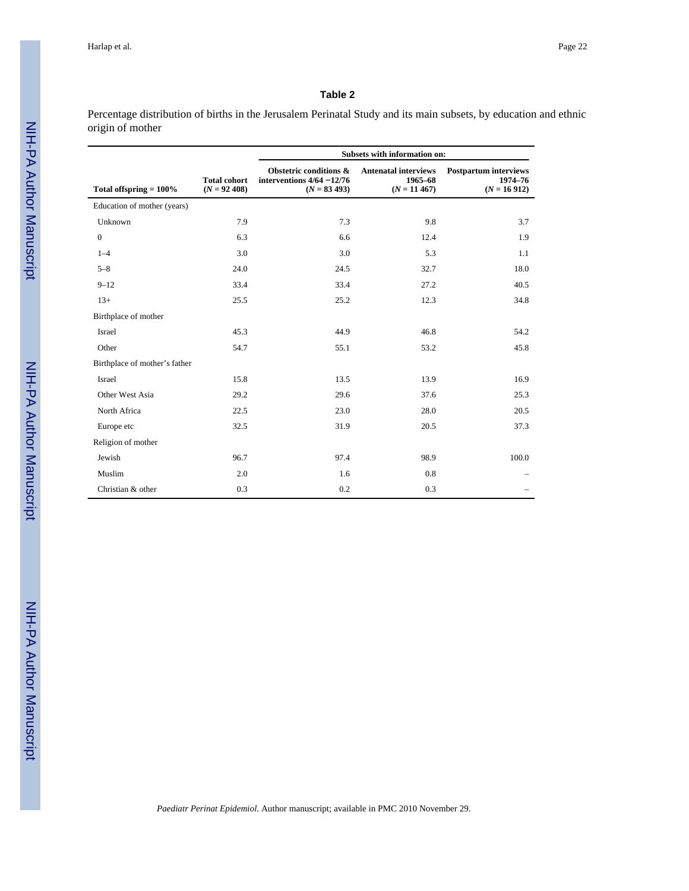**Table 2**

Percentage distribution of births in the Jerusalem Perinatal Study and its main subsets, by education and ethnic origin of mother

| | | Subsets with information on: | | |
|---|---|---|---|---|
| **Total offspring = 100%** | **Total cohort (*N* = 92 408)** | **Obstetric conditions & interventions 4/64 −12/76 (*N* = 83 493)** | **Antenatal interviews 1965–68 (*N* = 11 467)** | **Postpartum interviews 1974–76 (*N* = 16 912)** |
| Education of mother (years) | | | | |
| Unknown | 7.9 | 7.3 | 9.8 | 3.7 |
| 0 | 6.3 | 6.6 | 12.4 | 1.9 |
| 1–4 | 3.0 | 3.0 | 5.3 | 1.1 |
| 5–8 | 24.0 | 24.5 | 32.7 | 18.0 |
| 9–12 | 33.4 | 33.4 | 27.2 | 40.5 |
| 13+ | 25.5 | 25.2 | 12.3 | 34.8 |
| Birthplace of mother | | | | |
| Israel | 45.3 | 44.9 | 46.8 | 54.2 |
| Other | 54.7 | 55.1 | 53.2 | 45.8 |
| Birthplace of mother's father | | | | |
| Israel | 15.8 | 13.5 | 13.9 | 16.9 |
| Other West Asia | 29.2 | 29.6 | 37.6 | 25.3 |
| North Africa | 22.5 | 23.0 | 28.0 | 20.5 |
| Europe etc | 32.5 | 31.9 | 20.5 | 37.3 |
| Religion of mother | | | | |
| Jewish | 96.7 | 97.4 | 98.9 | 100.0 |
| Muslim | 2.0 | 1.6 | 0.8 | – |
| Christian & other | 0.3 | 0.2 | 0.3 | – |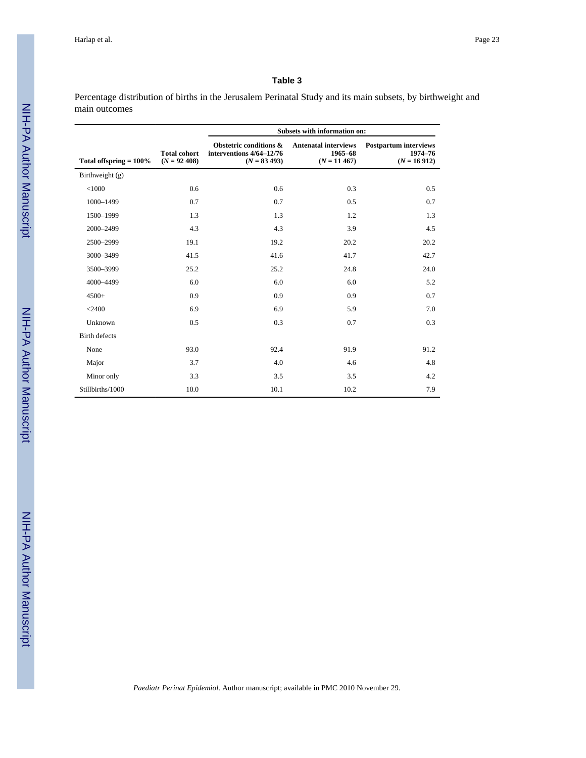## Table 3

Percentage distribution of births in the Jerusalem Perinatal Study and its main subsets, by birthweight and main outcomes

| | | Subsets with information on: | | |
|---|---|---|---|---|
| **Total offspring = 100%** | **Total cohort ($N$ = 92 408)** | **Obstetric conditions & interventions 4/64–12/76 ($N$ = 83 493)** | **Antenatal interviews 1965–68 ($N$ = 11 467)** | **Postpartum interviews 1974–76 ($N$ = 16 912)** |
| Birthweight (g) | | | | |
| <1000 | 0.6 | 0.6 | 0.3 | 0.5 |
| 1000–1499 | 0.7 | 0.7 | 0.5 | 0.7 |
| 1500–1999 | 1.3 | 1.3 | 1.2 | 1.3 |
| 2000–2499 | 4.3 | 4.3 | 3.9 | 4.5 |
| 2500–2999 | 19.1 | 19.2 | 20.2 | 20.2 |
| 3000–3499 | 41.5 | 41.6 | 41.7 | 42.7 |
| 3500–3999 | 25.2 | 25.2 | 24.8 | 24.0 |
| 4000–4499 | 6.0 | 6.0 | 6.0 | 5.2 |
| 4500+ | 0.9 | 0.9 | 0.9 | 0.7 |
| <2400 | 6.9 | 6.9 | 5.9 | 7.0 |
| Unknown | 0.5 | 0.3 | 0.7 | 0.3 |
| Birth defects | | | | |
| None | 93.0 | 92.4 | 91.9 | 91.2 |
| Major | 3.7 | 4.0 | 4.6 | 4.8 |
| Minor only | 3.3 | 3.5 | 3.5 | 4.2 |
| Stillbirths/1000 | 10.0 | 10.1 | 10.2 | 7.9 |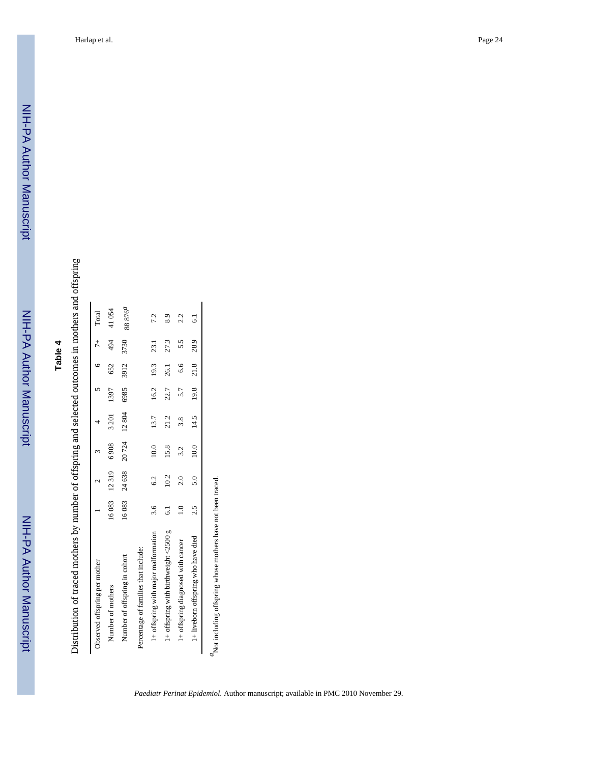## Table 4

Distribution of traced mothers by number of offspring and selected outcomes in mothers and offspring

| Observed offspring per mother | 1 | 2 | 3 | 4 | 5 | 6 | 7+ | Total |
|---|---|---|---|---|---|---|---|---|
| Number of mothers | 16 083 | 12 319 | 6 908 | 3 201 | 1397 | 652 | 494 | 41 054 |
| Number of offspring in cohort | 16 083 | 24 638 | 20 724 | 12 804 | 6985 | 3912 | 3730 | 88 876[a] |
| Percentage of families that include: | | | | | | | | |
| 1+ offspring with major malformation | 3.6 | 6.2 | 10.0 | 13.7 | 16.2 | 19.3 | 23.1 | 7.2 |
| 1+ offspring with birthweight <2500 g | 6.1 | 10.2 | 15.8 | 21.2 | 22.7 | 26.1 | 27.3 | 8.9 |
| 1+ offspring diagnosed with cancer | 1.0 | 2.0 | 3.2 | 3.8 | 5.7 | 6.6 | 5.5 | 2.2 |
| 1+ liveborn offspring who have died | 2.5 | 5.0 | 10.0 | 14.5 | 19.8 | 21.8 | 28.9 | 6.1 |

[a] Not including offspring whose mothers have not been traced.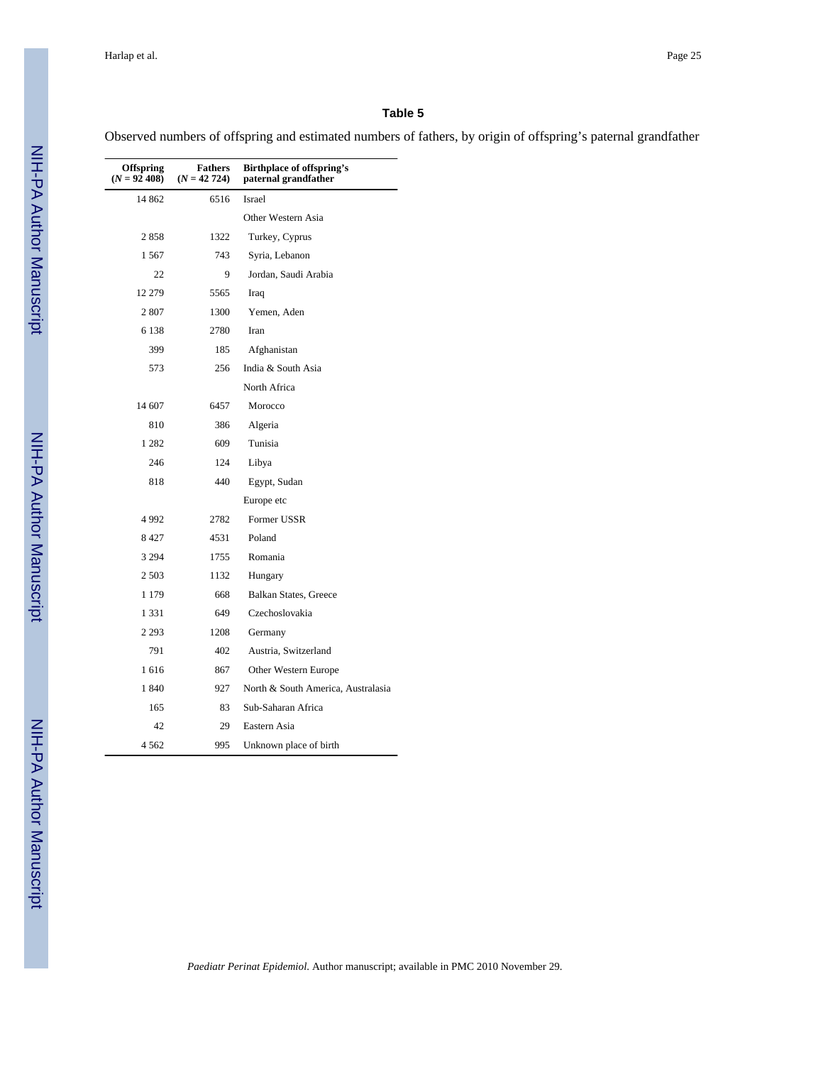**Table 5**

Observed numbers of offspring and estimated numbers of fathers, by origin of offspring's paternal grandfather

| Offspring ($N$ = 92 408) | Fathers ($N$ = 42 724) | Birthplace of offspring's paternal grandfather |
|---|---|---|
| 14 862 | 6516 | Israel |
| | | Other Western Asia |
| 2 858 | 1322 | Turkey, Cyprus |
| 1 567 | 743 | Syria, Lebanon |
| 22 | 9 | Jordan, Saudi Arabia |
| 12 279 | 5565 | Iraq |
| 2 807 | 1300 | Yemen, Aden |
| 6 138 | 2780 | Iran |
| 399 | 185 | Afghanistan |
| 573 | 256 | India & South Asia |
| | | North Africa |
| 14 607 | 6457 | Morocco |
| 810 | 386 | Algeria |
| 1 282 | 609 | Tunisia |
| 246 | 124 | Libya |
| 818 | 440 | Egypt, Sudan |
| | | Europe etc |
| 4 992 | 2782 | Former USSR |
| 8 427 | 4531 | Poland |
| 3 294 | 1755 | Romania |
| 2 503 | 1132 | Hungary |
| 1 179 | 668 | Balkan States, Greece |
| 1 331 | 649 | Czechoslovakia |
| 2 293 | 1208 | Germany |
| 791 | 402 | Austria, Switzerland |
| 1 616 | 867 | Other Western Europe |
| 1 840 | 927 | North & South America, Australasia |
| 165 | 83 | Sub-Saharan Africa |
| 42 | 29 | Eastern Asia |
| 4 562 | 995 | Unknown place of birth |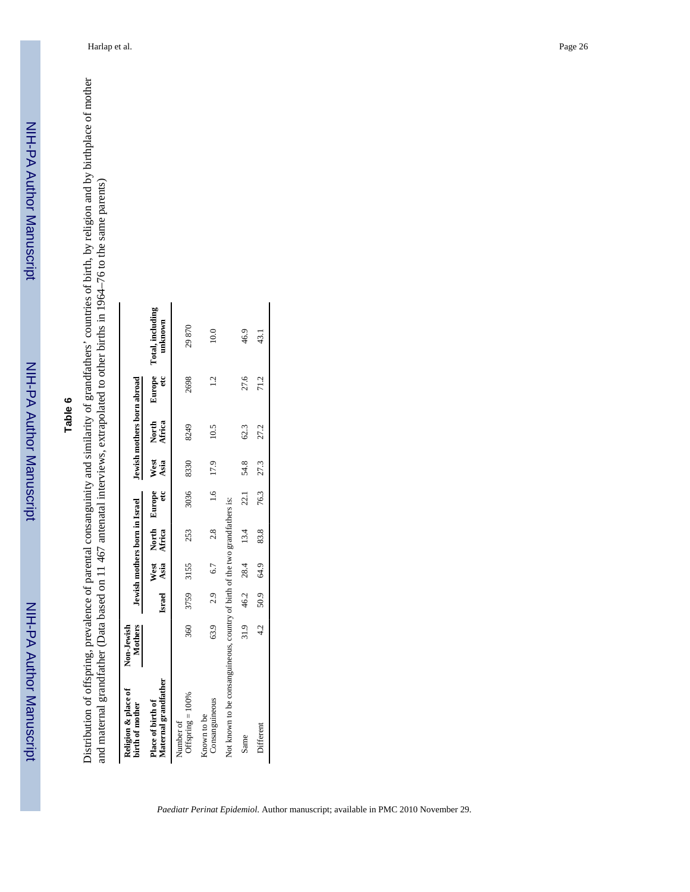## Table 6

Distribution of offspring, prevalence of parental consanguinity and similarity of grandfathers' countries of birth, by religion and by birthplace of mother and maternal grandfather (Data based on 11 467 antenatal interviews, extrapolated to other births in 1964–76 to the same parents)

| Religion & place of birth of mother | Non-Jewish Mothers | Jewish mothers born in Israel | | | | Jewish mothers born abroad | | | Total, including unknown |
|---|---|---|---|---|---|---|---|---|---|
| Place of birth of Maternal grandfather | | Israel | West Asia | North Africa | Europe etc | West Asia | North Africa | Europe etc | |
| Number of Offspring = 100% | 360 | 3759 | 3155 | 253 | 3036 | 8330 | 8249 | 2698 | 29 870 |
| Known to be Consanguineous | 63.9 | 2.9 | 6.7 | 2.8 | 1.6 | 17.9 | 10.5 | 1.2 | 10.0 |
| Not known to be consanguineous, country of birth of the two grandfathers is: | | | | | | | | | |
| Same | 31.9 | 46.2 | 28.4 | 13.4 | 22.1 | 54.8 | 62.3 | 27.6 | 46.9 |
| Different | 4.2 | 50.9 | 64.9 | 83.8 | 76.3 | 27.3 | 27.2 | 71.2 | 43.1 |